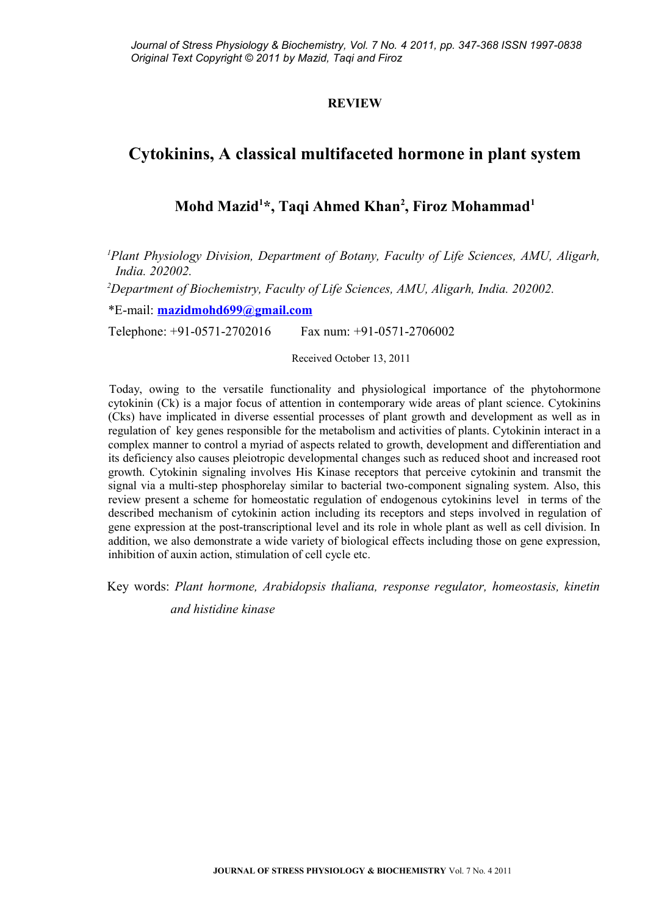**REVIEW**

# Cytokinins, A classical multifaceted hormone in plant system

## Mohd Mazid[1]*, Taqi Ahmed Khan[2], Firoz Mohammad[1]

[1] *Plant Physiology Division, Department of Botany, Faculty of Life Sciences, AMU, Aligarh, India. 202002.*

[2] *Department of Biochemistry, Faculty of Life Sciences, AMU, Aligarh, India. 202002.*

*E-mail: **mazidmohd699@gmail.com**

Telephone: +91-0571-2702016 Fax num: +91-0571-2706002

Received October 13, 2011

Today, owing to the versatile functionality and physiological importance of the phytohormone cytokinin (Ck) is a major focus of attention in contemporary wide areas of plant science. Cytokinins (Cks) have implicated in diverse essential processes of plant growth and development as well as in regulation of key genes responsible for the metabolism and activities of plants. Cytokinin interact in a complex manner to control a myriad of aspects related to growth, development and differentiation and its deficiency also causes pleiotropic developmental changes such as reduced shoot and increased root growth. Cytokinin signaling involves His Kinase receptors that perceive cytokinin and transmit the signal via a multi-step phosphorelay similar to bacterial two-component signaling system. Also, this review present a scheme for homeostatic regulation of endogenous cytokinins level in terms of the described mechanism of cytokinin action including its receptors and steps involved in regulation of gene expression at the post-transcriptional level and its role in whole plant as well as cell division. In addition, we also demonstrate a wide variety of biological effects including those on gene expression, inhibition of auxin action, stimulation of cell cycle etc.

Key words: *Plant hormone, Arabidopsis thaliana, response regulator, homeostasis, kinetin and histidine kinase*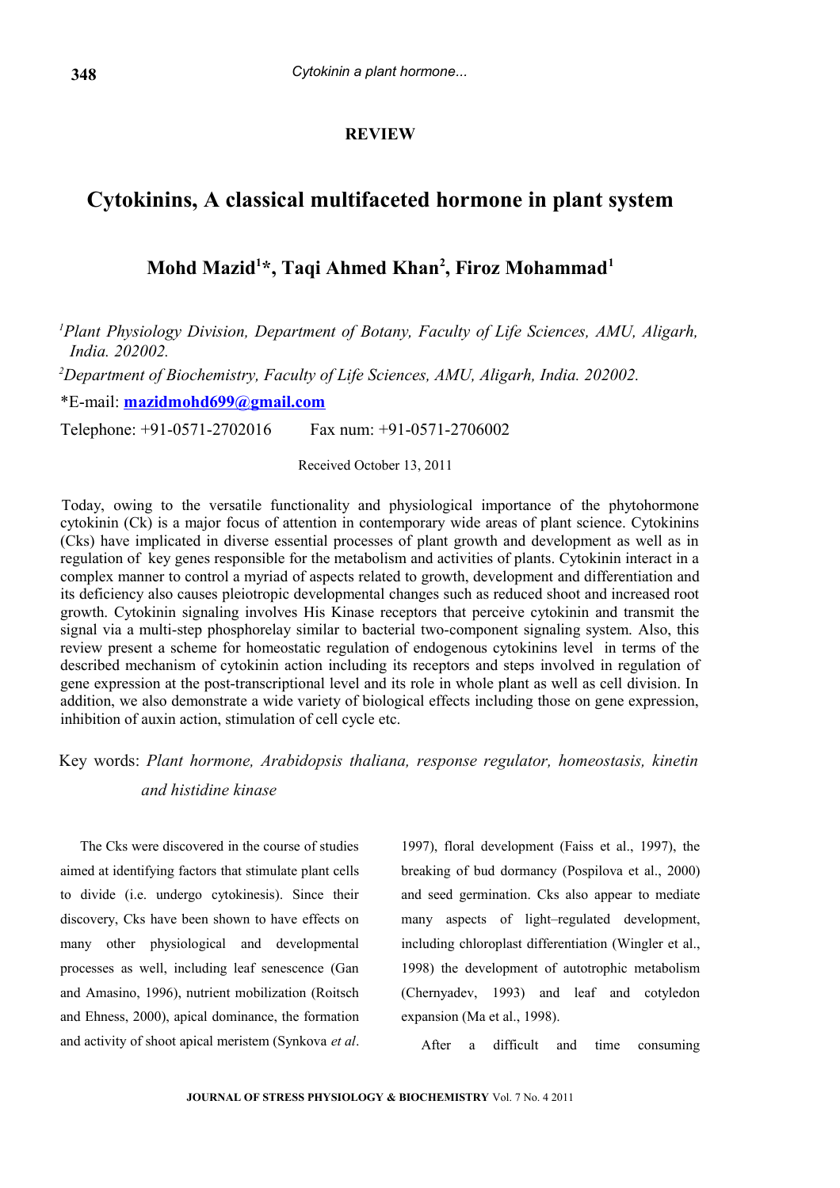**REVIEW**

# Cytokinins, A classical multifaceted hormone in plant system

## Mohd Mazid[1]*, Taqi Ahmed Khan[2], Firoz Mohammad[1]

[1]*Plant Physiology Division, Department of Botany, Faculty of Life Sciences, AMU, Aligarh, India. 202002.*

[2]*Department of Biochemistry, Faculty of Life Sciences, AMU, Aligarh, India. 202002.*

*E-mail: **mazidmohd699@gmail.com**

Telephone: +91-0571-2702016 Fax num: +91-0571-2706002

Received October 13, 2011

Today, owing to the versatile functionality and physiological importance of the phytohormone cytokinin (Ck) is a major focus of attention in contemporary wide areas of plant science. Cytokinins (Cks) have implicated in diverse essential processes of plant growth and development as well as in regulation of key genes responsible for the metabolism and activities of plants. Cytokinin interact in a complex manner to control a myriad of aspects related to growth, development and differentiation and its deficiency also causes pleiotropic developmental changes such as reduced shoot and increased root growth. Cytokinin signaling involves His Kinase receptors that perceive cytokinin and transmit the signal via a multi-step phosphorelay similar to bacterial two-component signaling system. Also, this review present a scheme for homeostatic regulation of endogenous cytokinins level in terms of the described mechanism of cytokinin action including its receptors and steps involved in regulation of gene expression at the post-transcriptional level and its role in whole plant as well as cell division. In addition, we also demonstrate a wide variety of biological effects including those on gene expression, inhibition of auxin action, stimulation of cell cycle etc.

Key words: *Plant hormone, Arabidopsis thaliana, response regulator, homeostasis, kinetin and histidine kinase*

The Cks were discovered in the course of studies aimed at identifying factors that stimulate plant cells to divide (i.e. undergo cytokinesis). Since their discovery, Cks have been shown to have effects on many other physiological and developmental processes as well, including leaf senescence (Gan and Amasino, 1996), nutrient mobilization (Roitsch and Ehness, 2000), apical dominance, the formation and activity of shoot apical meristem (Synkova *et al*. 1997), floral development (Faiss et al., 1997), the breaking of bud dormancy (Pospilova et al., 2000) and seed germination. Cks also appear to mediate many aspects of light–regulated development, including chloroplast differentiation (Wingler et al., 1998) the development of autotrophic metabolism (Chernyadev, 1993) and leaf and cotyledon expansion (Ma et al., 1998).

After a difficult and time consuming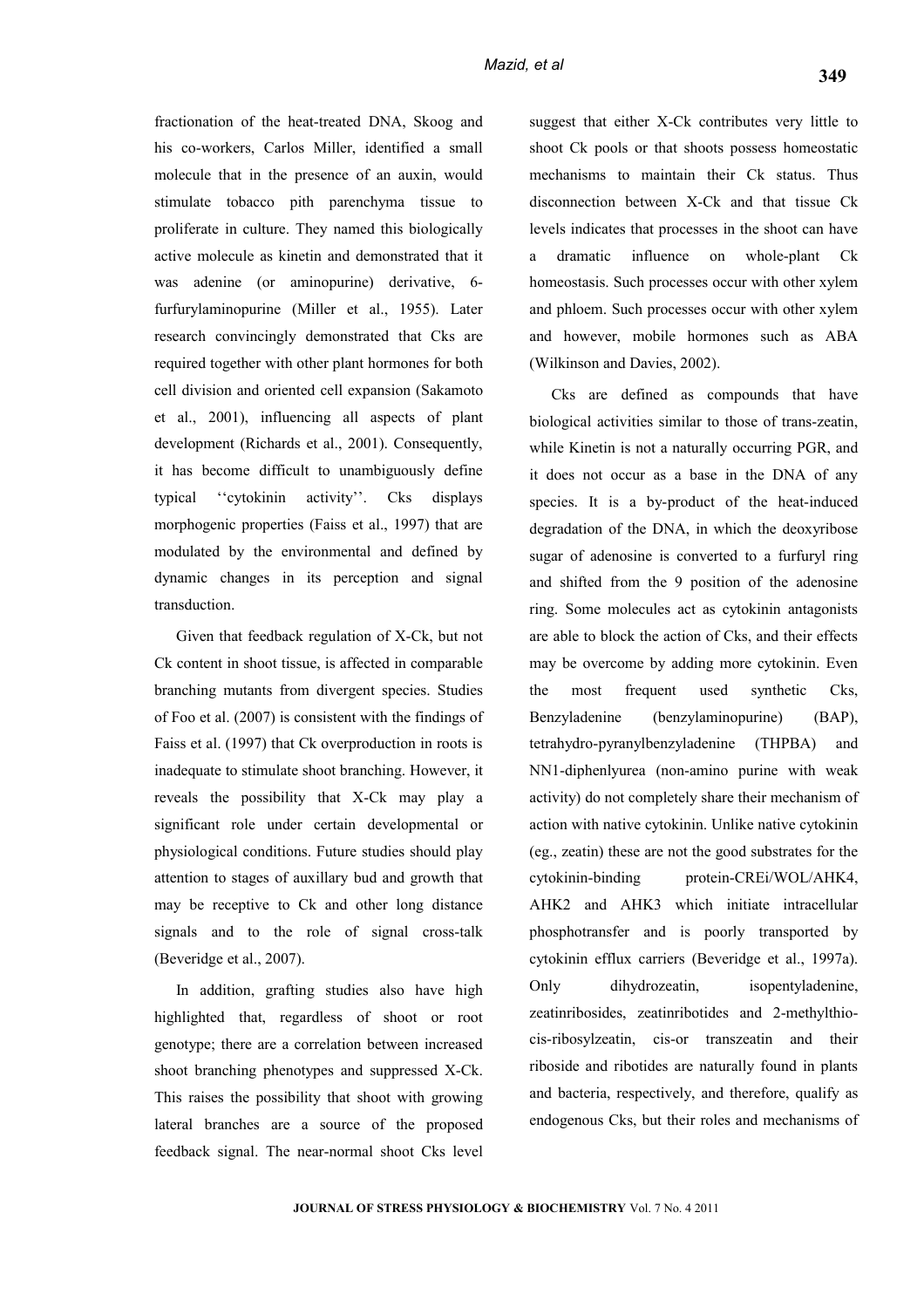fractionation of the heat-treated DNA, Skoog and his co-workers, Carlos Miller, identified a small molecule that in the presence of an auxin, would stimulate tobacco pith parenchyma tissue to proliferate in culture. They named this biologically active molecule as kinetin and demonstrated that it was adenine (or aminopurine) derivative, 6-furfurylaminopurine (Miller et al., 1955). Later research convincingly demonstrated that Cks are required together with other plant hormones for both cell division and oriented cell expansion (Sakamoto et al., 2001), influencing all aspects of plant development (Richards et al., 2001). Consequently, it has become difficult to unambiguously define typical ''cytokinin activity''. Cks displays morphogenic properties (Faiss et al., 1997) that are modulated by the environmental and defined by dynamic changes in its perception and signal transduction.

Given that feedback regulation of X-Ck, but not Ck content in shoot tissue, is affected in comparable branching mutants from divergent species. Studies of Foo et al. (2007) is consistent with the findings of Faiss et al. (1997) that Ck overproduction in roots is inadequate to stimulate shoot branching. However, it reveals the possibility that X-Ck may play a significant role under certain developmental or physiological conditions. Future studies should play attention to stages of auxillary bud and growth that may be receptive to Ck and other long distance signals and to the role of signal cross-talk (Beveridge et al., 2007).

In addition, grafting studies also have high highlighted that, regardless of shoot or root genotype; there are a correlation between increased shoot branching phenotypes and suppressed X-Ck. This raises the possibility that shoot with growing lateral branches are a source of the proposed feedback signal. The near-normal shoot Cks level suggest that either X-Ck contributes very little to shoot Ck pools or that shoots possess homeostatic mechanisms to maintain their Ck status. Thus disconnection between X-Ck and that tissue Ck levels indicates that processes in the shoot can have a dramatic influence on whole-plant Ck homeostasis. Such processes occur with other xylem and phloem. Such processes occur with other xylem and however, mobile hormones such as ABA (Wilkinson and Davies, 2002).

Cks are defined as compounds that have biological activities similar to those of trans-zeatin, while Kinetin is not a naturally occurring PGR, and it does not occur as a base in the DNA of any species. It is a by-product of the heat-induced degradation of the DNA, in which the deoxyribose sugar of adenosine is converted to a furfuryl ring and shifted from the 9 position of the adenosine ring. Some molecules act as cytokinin antagonists are able to block the action of Cks, and their effects may be overcome by adding more cytokinin. Even the most frequent used synthetic Cks, Benzyladenine (benzylaminopurine) (BAP), tetrahydro-pyranylbenzyladenine (THPBA) and NN1-diphenlyurea (non-amino purine with weak activity) do not completely share their mechanism of action with native cytokinin. Unlike native cytokinin (eg., zeatin) these are not the good substrates for the cytokinin-binding protein-CREi/WOL/AHK4, AHK2 and AHK3 which initiate intracellular phosphotransfer and is poorly transported by cytokinin efflux carriers (Beveridge et al., 1997a). Only dihydrozeatin, isopentyladenine, zeatinribosides, zeatinribotides and 2-methylthio-cis-ribosylzeatin, cis-or transzeatin and their riboside and ribotides are naturally found in plants and bacteria, respectively, and therefore, qualify as endogenous Cks, but their roles and mechanisms of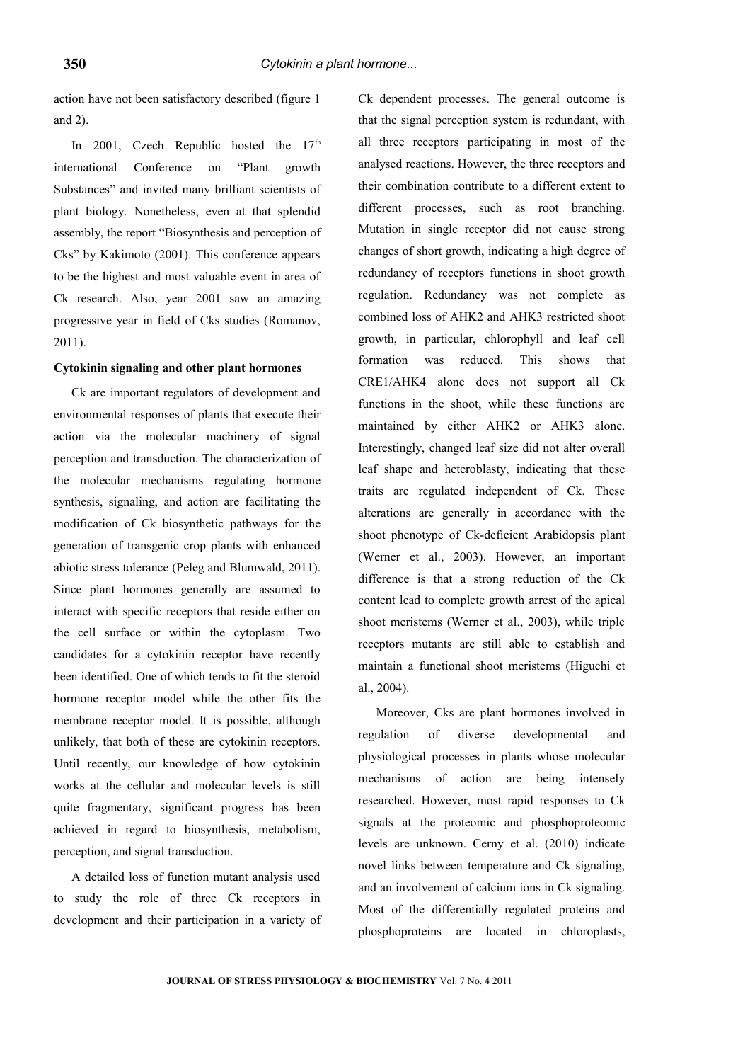action have not been satisfactory described (figure 1 and 2).

In 2001, Czech Republic hosted the 17[th] international Conference on "Plant growth Substances" and invited many brilliant scientists of plant biology. Nonetheless, even at that splendid assembly, the report "Biosynthesis and perception of Cks" by Kakimoto (2001). This conference appears to be the highest and most valuable event in area of Ck research. Also, year 2001 saw an amazing progressive year in field of Cks studies (Romanov, 2011).

**Cytokinin signaling and other plant hormones**

Ck are important regulators of development and environmental responses of plants that execute their action via the molecular machinery of signal perception and transduction. The characterization of the molecular mechanisms regulating hormone synthesis, signaling, and action are facilitating the modification of Ck biosynthetic pathways for the generation of transgenic crop plants with enhanced abiotic stress tolerance (Peleg and Blumwald, 2011). Since plant hormones generally are assumed to interact with specific receptors that reside either on the cell surface or within the cytoplasm. Two candidates for a cytokinin receptor have recently been identified. One of which tends to fit the steroid hormone receptor model while the other fits the membrane receptor model. It is possible, although unlikely, that both of these are cytokinin receptors. Until recently, our knowledge of how cytokinin works at the cellular and molecular levels is still quite fragmentary, significant progress has been achieved in regard to biosynthesis, metabolism, perception, and signal transduction.

A detailed loss of function mutant analysis used to study the role of three Ck receptors in development and their participation in a variety of Ck dependent processes. The general outcome is that the signal perception system is redundant, with all three receptors participating in most of the analysed reactions. However, the three receptors and their combination contribute to a different extent to different processes, such as root branching. Mutation in single receptor did not cause strong changes of short growth, indicating a high degree of redundancy of receptors functions in shoot growth regulation. Redundancy was not complete as combined loss of AHK2 and AHK3 restricted shoot growth, in particular, chlorophyll and leaf cell formation was reduced. This shows that CRE1/AHK4 alone does not support all Ck functions in the shoot, while these functions are maintained by either AHK2 or AHK3 alone. Interestingly, changed leaf size did not alter overall leaf shape and heteroblasty, indicating that these traits are regulated independent of Ck. These alterations are generally in accordance with the shoot phenotype of Ck-deficient Arabidopsis plant (Werner et al., 2003). However, an important difference is that a strong reduction of the Ck content lead to complete growth arrest of the apical shoot meristems (Werner et al., 2003), while triple receptors mutants are still able to establish and maintain a functional shoot meristems (Higuchi et al., 2004).

Moreover, Cks are plant hormones involved in regulation of diverse developmental and physiological processes in plants whose molecular mechanisms of action are being intensely researched. However, most rapid responses to Ck signals at the proteomic and phosphoproteomic levels are unknown. Cerny et al. (2010) indicate novel links between temperature and Ck signaling, and an involvement of calcium ions in Ck signaling. Most of the differentially regulated proteins and phosphoproteins are located in chloroplasts,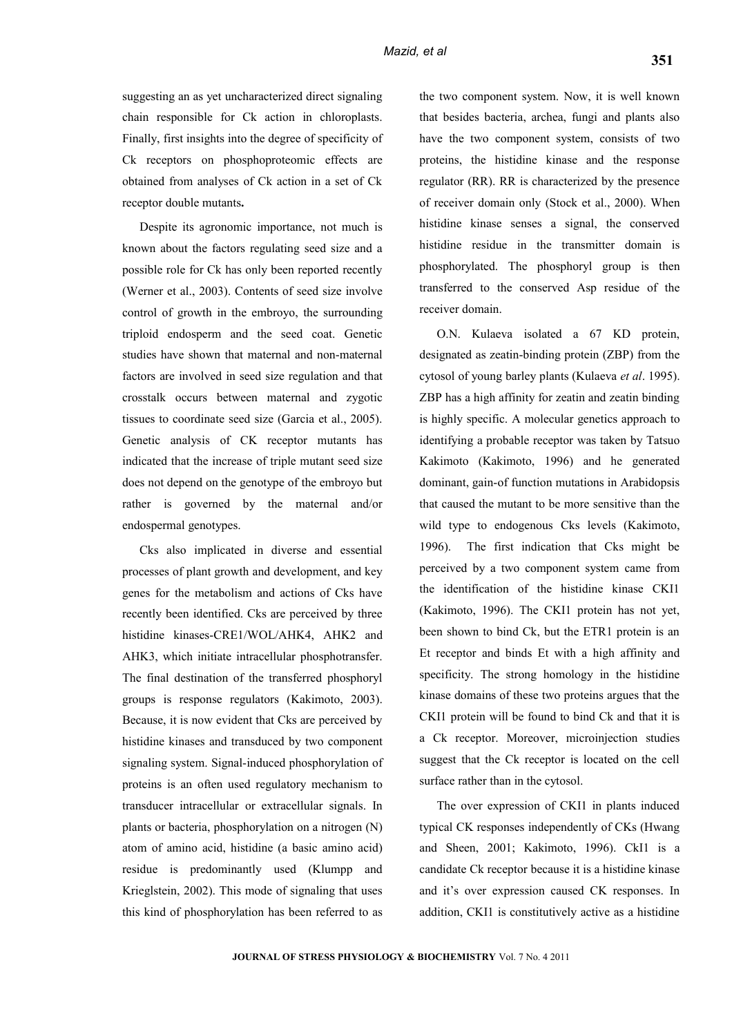suggesting an as yet uncharacterized direct signaling chain responsible for Ck action in chloroplasts. Finally, first insights into the degree of specificity of Ck receptors on phosphoproteomic effects are obtained from analyses of Ck action in a set of Ck receptor double mutants**.**

Despite its agronomic importance, not much is known about the factors regulating seed size and a possible role for Ck has only been reported recently (Werner et al., 2003). Contents of seed size involve control of growth in the embroyo, the surrounding triploid endosperm and the seed coat. Genetic studies have shown that maternal and non-maternal factors are involved in seed size regulation and that crosstalk occurs between maternal and zygotic tissues to coordinate seed size (Garcia et al., 2005). Genetic analysis of CK receptor mutants has indicated that the increase of triple mutant seed size does not depend on the genotype of the embroyo but rather is governed by the maternal and/or endospermal genotypes.

Cks also implicated in diverse and essential processes of plant growth and development, and key genes for the metabolism and actions of Cks have recently been identified. Cks are perceived by three histidine kinases-CRE1/WOL/AHK4, AHK2 and AHK3, which initiate intracellular phosphotransfer. The final destination of the transferred phosphoryl groups is response regulators (Kakimoto, 2003). Because, it is now evident that Cks are perceived by histidine kinases and transduced by two component signaling system. Signal-induced phosphorylation of proteins is an often used regulatory mechanism to transducer intracellular or extracellular signals. In plants or bacteria, phosphorylation on a nitrogen (N) atom of amino acid, histidine (a basic amino acid) residue is predominantly used (Klumpp and Krieglstein, 2002). This mode of signaling that uses this kind of phosphorylation has been referred to as the two component system. Now, it is well known that besides bacteria, archea, fungi and plants also have the two component system, consists of two proteins, the histidine kinase and the response regulator (RR). RR is characterized by the presence of receiver domain only (Stock et al., 2000). When histidine kinase senses a signal, the conserved histidine residue in the transmitter domain is phosphorylated. The phosphoryl group is then transferred to the conserved Asp residue of the receiver domain.

O.N. Kulaeva isolated a 67 KD protein, designated as zeatin-binding protein (ZBP) from the cytosol of young barley plants (Kulaeva *et al*. 1995). ZBP has a high affinity for zeatin and zeatin binding is highly specific. A molecular genetics approach to identifying a probable receptor was taken by Tatsuo Kakimoto (Kakimoto, 1996) and he generated dominant, gain-of function mutations in Arabidopsis that caused the mutant to be more sensitive than the wild type to endogenous Cks levels (Kakimoto, 1996). The first indication that Cks might be perceived by a two component system came from the identification of the histidine kinase CKI1 (Kakimoto, 1996). The CKI1 protein has not yet, been shown to bind Ck, but the ETR1 protein is an Et receptor and binds Et with a high affinity and specificity. The strong homology in the histidine kinase domains of these two proteins argues that the CKI1 protein will be found to bind Ck and that it is a Ck receptor. Moreover, microinjection studies suggest that the Ck receptor is located on the cell surface rather than in the cytosol.

The over expression of CKI1 in plants induced typical CK responses independently of CKs (Hwang and Sheen, 2001; Kakimoto, 1996). CkI1 is a candidate Ck receptor because it is a histidine kinase and it's over expression caused CK responses. In addition, CKI1 is constitutively active as a histidine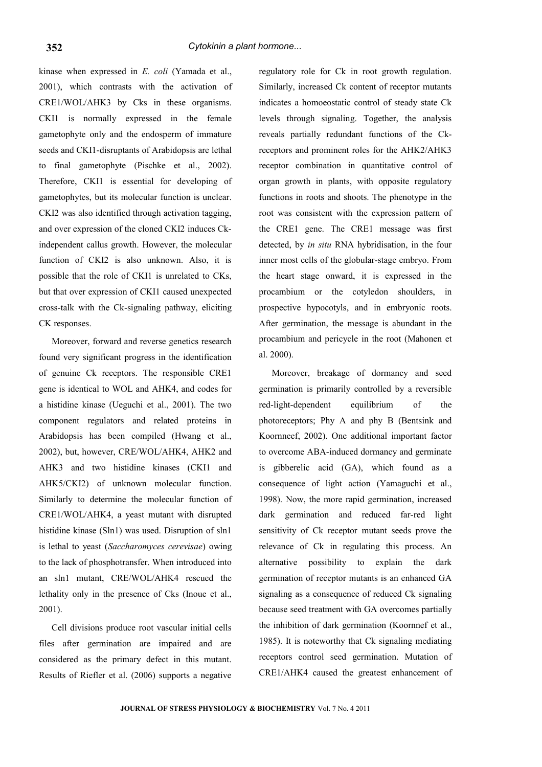kinase when expressed in *E. coli* (Yamada et al., 2001), which contrasts with the activation of CRE1/WOL/AHK3 by Cks in these organisms. CKI1 is normally expressed in the female gametophyte only and the endosperm of immature seeds and CKI1-disruptants of Arabidopsis are lethal to final gametophyte (Pischke et al., 2002). Therefore, CKI1 is essential for developing of gametophytes, but its molecular function is unclear. CKI2 was also identified through activation tagging, and over expression of the cloned CKI2 induces Ck-independent callus growth. However, the molecular function of CKI2 is also unknown. Also, it is possible that the role of CKI1 is unrelated to CKs, but that over expression of CKI1 caused unexpected cross-talk with the Ck-signaling pathway, eliciting CK responses.

Moreover, forward and reverse genetics research found very significant progress in the identification of genuine Ck receptors. The responsible CRE1 gene is identical to WOL and AHK4, and codes for a histidine kinase (Ueguchi et al., 2001). The two component regulators and related proteins in Arabidopsis has been compiled (Hwang et al., 2002), but, however, CRE/WOL/AHK4, AHK2 and AHK3 and two histidine kinases (CKI1 and AHK5/CKI2) of unknown molecular function. Similarly to determine the molecular function of CRE1/WOL/AHK4, a yeast mutant with disrupted histidine kinase (Sln1) was used. Disruption of sln1 is lethal to yeast (*Saccharomyces cerevisae*) owing to the lack of phosphotransfer. When introduced into an sln1 mutant, CRE/WOL/AHK4 rescued the lethality only in the presence of Cks (Inoue et al., 2001).

Cell divisions produce root vascular initial cells files after germination are impaired and are considered as the primary defect in this mutant. Results of Riefler et al. (2006) supports a negative regulatory role for Ck in root growth regulation. Similarly, increased Ck content of receptor mutants indicates a homoeostatic control of steady state Ck levels through signaling. Together, the analysis reveals partially redundant functions of the Ck-receptors and prominent roles for the AHK2/AHK3 receptor combination in quantitative control of organ growth in plants, with opposite regulatory functions in roots and shoots. The phenotype in the root was consistent with the expression pattern of the CRE1 gene. The CRE1 message was first detected, by *in situ* RNA hybridisation, in the four inner most cells of the globular-stage embryo. From the heart stage onward, it is expressed in the procambium or the cotyledon shoulders, in prospective hypocotyls, and in embryonic roots. After germination, the message is abundant in the procambium and pericycle in the root (Mahonen et al. 2000).

Moreover, breakage of dormancy and seed germination is primarily controlled by a reversible red-light-dependent equilibrium of the photoreceptors; Phy A and phy B (Bentsink and Koornneef, 2002). One additional important factor to overcome ABA-induced dormancy and germinate is gibberelic acid (GA), which found as a consequence of light action (Yamaguchi et al., 1998). Now, the more rapid germination, increased dark germination and reduced far-red light sensitivity of Ck receptor mutant seeds prove the relevance of Ck in regulating this process. An alternative possibility to explain the dark germination of receptor mutants is an enhanced GA signaling as a consequence of reduced Ck signaling because seed treatment with GA overcomes partially the inhibition of dark germination (Koornnef et al., 1985). It is noteworthy that Ck signaling mediating receptors control seed germination. Mutation of CRE1/AHK4 caused the greatest enhancement of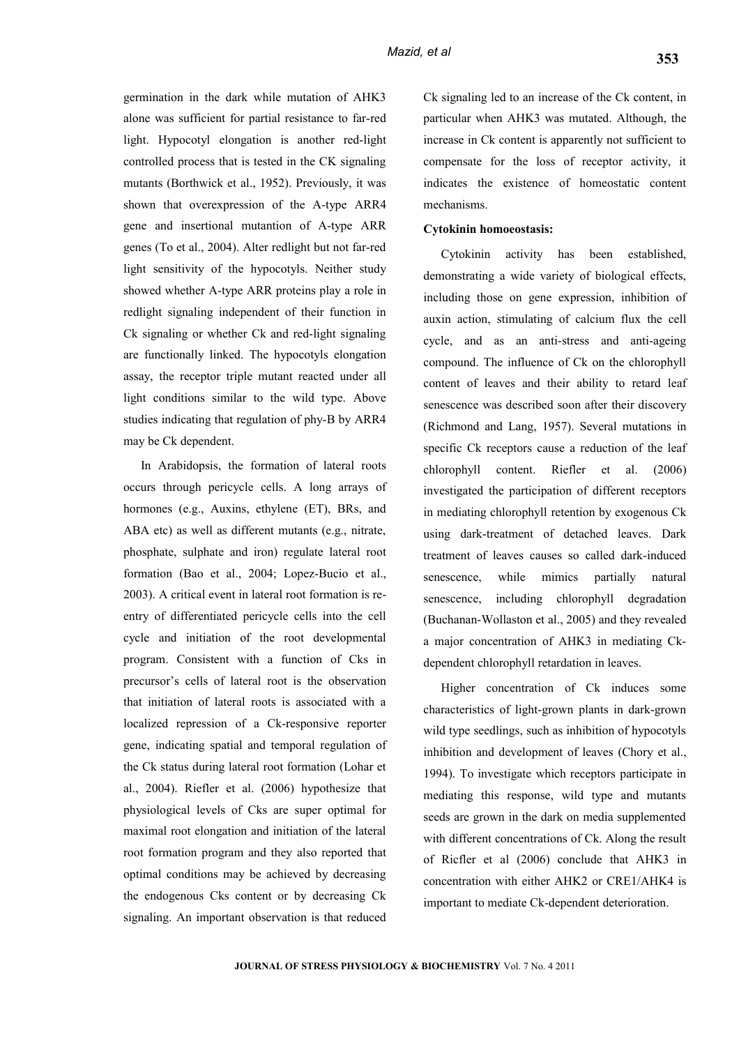germination in the dark while mutation of AHK3 alone was sufficient for partial resistance to far-red light. Hypocotyl elongation is another red-light controlled process that is tested in the CK signaling mutants (Borthwick et al., 1952). Previously, it was shown that overexpression of the A-type ARR4 gene and insertional mutantion of A-type ARR genes (To et al., 2004). Alter redlight but not far-red light sensitivity of the hypocotyls. Neither study showed whether A-type ARR proteins play a role in redlight signaling independent of their function in Ck signaling or whether Ck and red-light signaling are functionally linked. The hypocotyls elongation assay, the receptor triple mutant reacted under all light conditions similar to the wild type. Above studies indicating that regulation of phy-B by ARR4 may be Ck dependent.

In Arabidopsis, the formation of lateral roots occurs through pericycle cells. A long arrays of hormones (e.g., Auxins, ethylene (ET), BRs, and ABA etc) as well as different mutants (e.g., nitrate, phosphate, sulphate and iron) regulate lateral root formation (Bao et al., 2004; Lopez-Bucio et al., 2003). A critical event in lateral root formation is re-entry of differentiated pericycle cells into the cell cycle and initiation of the root developmental program. Consistent with a function of Cks in precursor's cells of lateral root is the observation that initiation of lateral roots is associated with a localized repression of a Ck-responsive reporter gene, indicating spatial and temporal regulation of the Ck status during lateral root formation (Lohar et al., 2004). Riefler et al. (2006) hypothesize that physiological levels of Cks are super optimal for maximal root elongation and initiation of the lateral root formation program and they also reported that optimal conditions may be achieved by decreasing the endogenous Cks content or by decreasing Ck signaling. An important observation is that reduced Ck signaling led to an increase of the Ck content, in particular when AHK3 was mutated. Although, the increase in Ck content is apparently not sufficient to compensate for the loss of receptor activity, it indicates the existence of homeostatic content mechanisms.

**Cytokinin homoeostasis:**

Cytokinin activity has been established, demonstrating a wide variety of biological effects, including those on gene expression, inhibition of auxin action, stimulating of calcium flux the cell cycle, and as an anti-stress and anti-ageing compound. The influence of Ck on the chlorophyll content of leaves and their ability to retard leaf senescence was described soon after their discovery (Richmond and Lang, 1957). Several mutations in specific Ck receptors cause a reduction of the leaf chlorophyll content. Riefler et al. (2006) investigated the participation of different receptors in mediating chlorophyll retention by exogenous Ck using dark-treatment of detached leaves. Dark treatment of leaves causes so called dark-induced senescence, while mimics partially natural senescence, including chlorophyll degradation (Buchanan-Wollaston et al., 2005) and they revealed a major concentration of AHK3 in mediating Ck-dependent chlorophyll retardation in leaves.

Higher concentration of Ck induces some characteristics of light-grown plants in dark-grown wild type seedlings, such as inhibition of hypocotyls inhibition and development of leaves (Chory et al., 1994). To investigate which receptors participate in mediating this response, wild type and mutants seeds are grown in the dark on media supplemented with different concentrations of Ck. Along the result of Ricfler et al (2006) conclude that AHK3 in concentration with either AHK2 or CRE1/AHK4 is important to mediate Ck-dependent deterioration.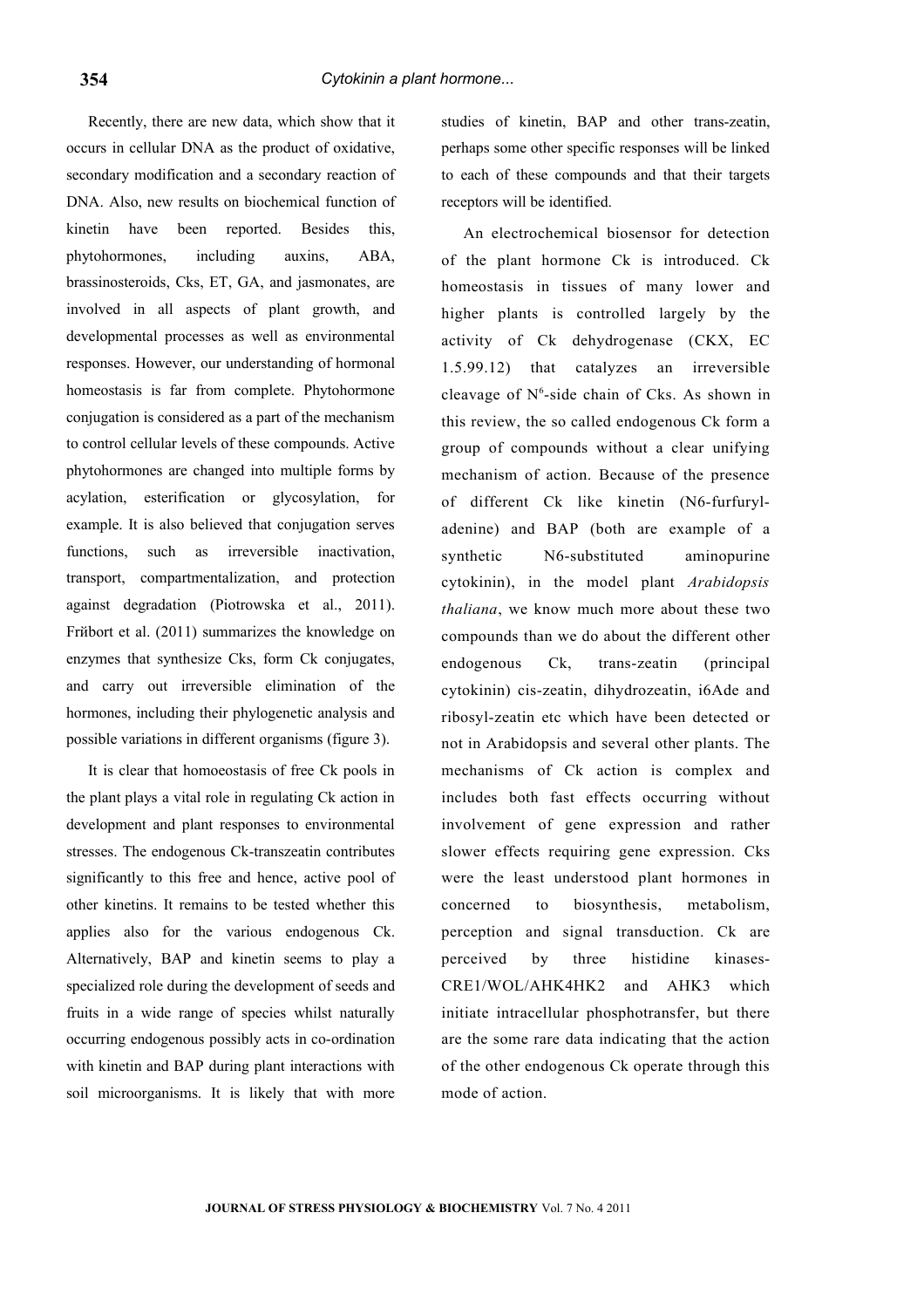Recently, there are new data, which show that it occurs in cellular DNA as the product of oxidative, secondary modification and a secondary reaction of DNA. Also, new results on biochemical function of kinetin have been reported. Besides this, phytohormones, including auxins, ABA, brassinosteroids, Cks, ET, GA, and jasmonates, are involved in all aspects of plant growth, and developmental processes as well as environmental responses. However, our understanding of hormonal homeostasis is far from complete. Phytohormone conjugation is considered as a part of the mechanism to control cellular levels of these compounds. Active phytohormones are changed into multiple forms by acylation, esterification or glycosylation, for example. It is also believed that conjugation serves functions, such as irreversible inactivation, transport, compartmentalization, and protection against degradation (Piotrowska et al., 2011). Frňbort et al. (2011) summarizes the knowledge on enzymes that synthesize Cks, form Ck conjugates, and carry out irreversible elimination of the hormones, including their phylogenetic analysis and possible variations in different organisms (figure 3).

It is clear that homoeostasis of free Ck pools in the plant plays a vital role in regulating Ck action in development and plant responses to environmental stresses. The endogenous Ck-transzeatin contributes significantly to this free and hence, active pool of other kinetins. It remains to be tested whether this applies also for the various endogenous Ck. Alternatively, BAP and kinetin seems to play a specialized role during the development of seeds and fruits in a wide range of species whilst naturally occurring endogenous possibly acts in co-ordination with kinetin and BAP during plant interactions with soil microorganisms. It is likely that with more studies of kinetin, BAP and other trans-zeatin, perhaps some other specific responses will be linked to each of these compounds and that their targets receptors will be identified.

An electrochemical biosensor for detection of the plant hormone Ck is introduced. Ck homeostasis in tissues of many lower and higher plants is controlled largely by the activity of Ck dehydrogenase (CKX, EC 1.5.99.12) that catalyzes an irreversible cleavage of $N^6$-side chain of Cks. As shown in this review, the so called endogenous Ck form a group of compounds without a clear unifying mechanism of action. Because of the presence of different Ck like kinetin (N6-furfuryl-adenine) and BAP (both are example of a synthetic N6-substituted aminopurine cytokinin), in the model plant *Arabidopsis thaliana*, we know much more about these two compounds than we do about the different other endogenous Ck, trans-zeatin (principal cytokinin) cis-zeatin, dihydrozeatin, i6Ade and ribosyl-zeatin etc which have been detected or not in Arabidopsis and several other plants. The mechanisms of Ck action is complex and includes both fast effects occurring without involvement of gene expression and rather slower effects requiring gene expression. Cks were the least understood plant hormones in concerned to biosynthesis, metabolism, perception and signal transduction. Ck are perceived by three histidine kinases-CRE1/WOL/AHK4HK2 and AHK3 which initiate intracellular phosphotransfer, but there are the some rare data indicating that the action of the other endogenous Ck operate through this mode of action.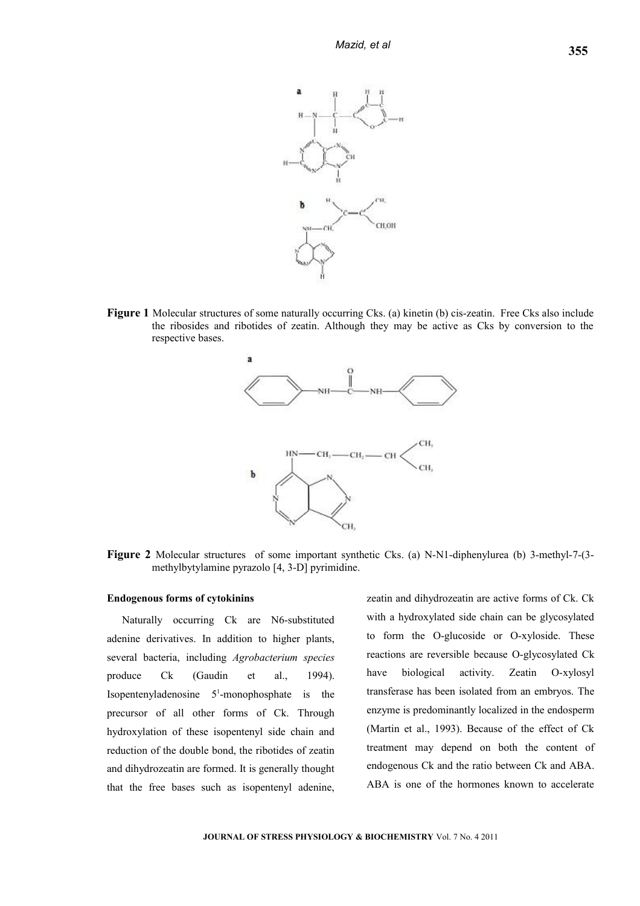**Figure 1** Molecular structures of some naturally occurring Cks. (a) kinetin (b) cis-zeatin. Free Cks also include the ribosides and ribotides of zeatin. Although they may be active as Cks by conversion to the respective bases.

**Figure 2** Molecular structures of some important synthetic Cks. (a) N-N1-diphenylurea (b) 3-methyl-7-(3-methylbytylamine pyrazolo [4, 3-D] pyrimidine.

**Endogenous forms of cytokinins**

Naturally occurring Ck are N6-substituted adenine derivatives. In addition to higher plants, several bacteria, including *Agrobacterium species* produce Ck (Gaudin et al., 1994). Isopentenyladenosine 5[1]-monophosphate is the precursor of all other forms of Ck. Through hydroxylation of these isopentenyl side chain and reduction of the double bond, the ribotides of zeatin and dihydrozeatin are formed. It is generally thought that the free bases such as isopentenyl adenine, zeatin and dihydrozeatin are active forms of Ck. Ck with a hydroxylated side chain can be glycosylated to form the O-glucoside or O-xyloside. These reactions are reversible because O-glycosylated Ck have biological activity. Zeatin O-xylosyl transferase has been isolated from an embryos. The enzyme is predominantly localized in the endosperm (Martin et al., 1993). Because of the effect of Ck treatment may depend on both the content of endogenous Ck and the ratio between Ck and ABA. ABA is one of the hormones known to accelerate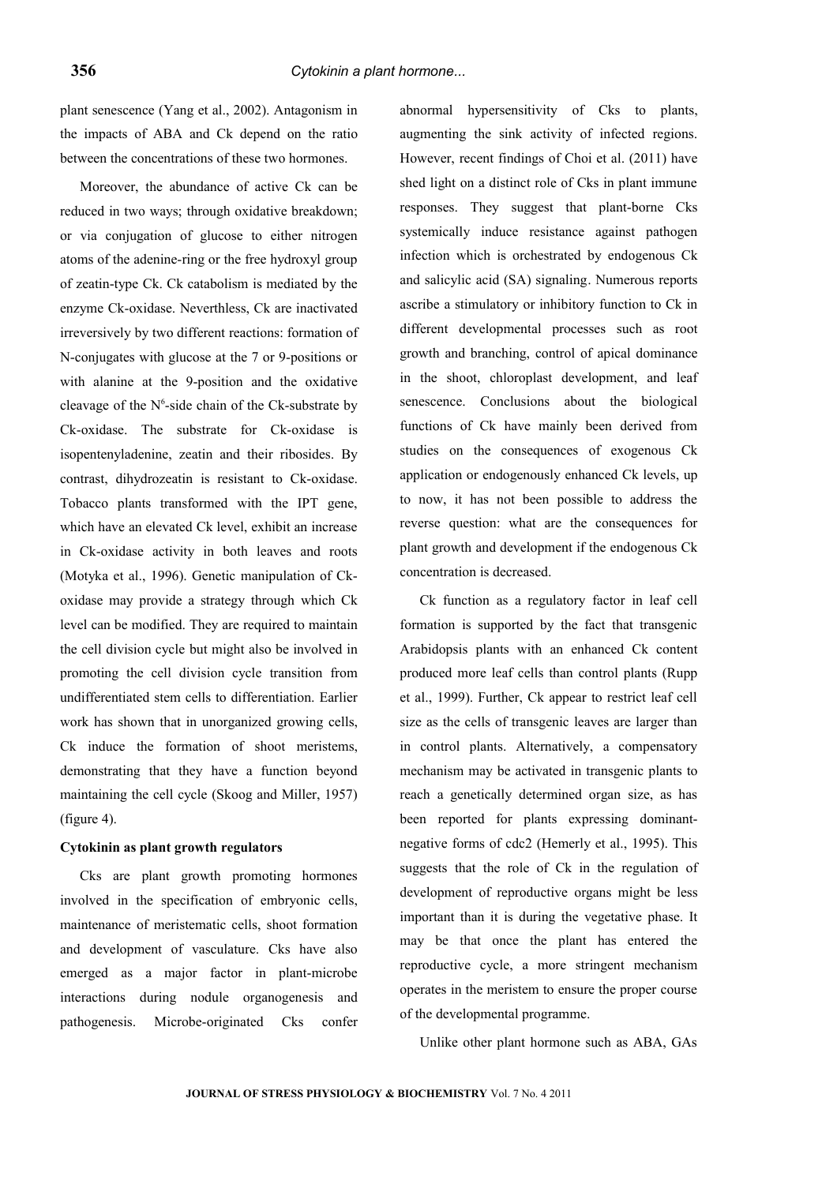plant senescence (Yang et al., 2002). Antagonism in the impacts of ABA and Ck depend on the ratio between the concentrations of these two hormones.

Moreover, the abundance of active Ck can be reduced in two ways; through oxidative breakdown; or via conjugation of glucose to either nitrogen atoms of the adenine-ring or the free hydroxyl group of zeatin-type Ck. Ck catabolism is mediated by the enzyme Ck-oxidase. Neverthless, Ck are inactivated irreversively by two different reactions: formation of N-conjugates with glucose at the 7 or 9-positions or with alanine at the 9-position and the oxidative cleavage of the $N^6$-side chain of the Ck-substrate by Ck-oxidase. The substrate for Ck-oxidase is isopentenyladenine, zeatin and their ribosides. By contrast, dihydrozeatin is resistant to Ck-oxidase. Tobacco plants transformed with the IPT gene, which have an elevated Ck level, exhibit an increase in Ck-oxidase activity in both leaves and roots (Motyka et al., 1996). Genetic manipulation of Ck-oxidase may provide a strategy through which Ck level can be modified. They are required to maintain the cell division cycle but might also be involved in promoting the cell division cycle transition from undifferentiated stem cells to differentiation. Earlier work has shown that in unorganized growing cells, Ck induce the formation of shoot meristems, demonstrating that they have a function beyond maintaining the cell cycle (Skoog and Miller, 1957) (figure 4).

**Cytokinin as plant growth regulators**

Cks are plant growth promoting hormones involved in the specification of embryonic cells, maintenance of meristematic cells, shoot formation and development of vasculature. Cks have also emerged as a major factor in plant-microbe interactions during nodule organogenesis and pathogenesis. Microbe-originated Cks confer abnormal hypersensitivity of Cks to plants, augmenting the sink activity of infected regions. However, recent findings of Choi et al. (2011) have shed light on a distinct role of Cks in plant immune responses. They suggest that plant-borne Cks systemically induce resistance against pathogen infection which is orchestrated by endogenous Ck and salicylic acid (SA) signaling. Numerous reports ascribe a stimulatory or inhibitory function to Ck in different developmental processes such as root growth and branching, control of apical dominance in the shoot, chloroplast development, and leaf senescence. Conclusions about the biological functions of Ck have mainly been derived from studies on the consequences of exogenous Ck application or endogenously enhanced Ck levels, up to now, it has not been possible to address the reverse question: what are the consequences for plant growth and development if the endogenous Ck concentration is decreased.

Ck function as a regulatory factor in leaf cell formation is supported by the fact that transgenic Arabidopsis plants with an enhanced Ck content produced more leaf cells than control plants (Rupp et al., 1999). Further, Ck appear to restrict leaf cell size as the cells of transgenic leaves are larger than in control plants. Alternatively, a compensatory mechanism may be activated in transgenic plants to reach a genetically determined organ size, as has been reported for plants expressing dominant-negative forms of cdc2 (Hemerly et al., 1995). This suggests that the role of Ck in the regulation of development of reproductive organs might be less important than it is during the vegetative phase. It may be that once the plant has entered the reproductive cycle, a more stringent mechanism operates in the meristem to ensure the proper course of the developmental programme.

Unlike other plant hormone such as ABA, GAs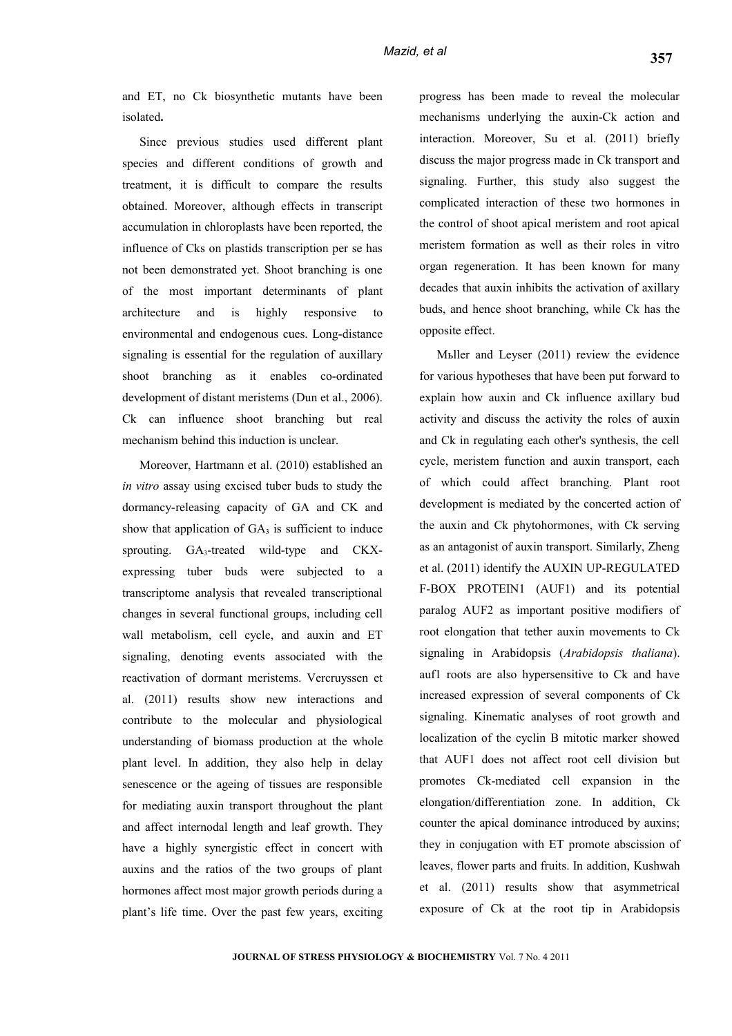and ET, no Ck biosynthetic mutants have been isolated**.**

Since previous studies used different plant species and different conditions of growth and treatment, it is difficult to compare the results obtained. Moreover, although effects in transcript accumulation in chloroplasts have been reported, the influence of Cks on plastids transcription per se has not been demonstrated yet. Shoot branching is one of the most important determinants of plant architecture and is highly responsive to environmental and endogenous cues. Long-distance signaling is essential for the regulation of auxillary shoot branching as it enables co-ordinated development of distant meristems (Dun et al., 2006). Ck can influence shoot branching but real mechanism behind this induction is unclear.

Moreover, Hartmann et al. (2010) established an *in vitro* assay using excised tuber buds to study the dormancy-releasing capacity of GA and CK and show that application of $GA_3$ is sufficient to induce sprouting. $GA_3$-treated wild-type and CKX-expressing tuber buds were subjected to a transcriptome analysis that revealed transcriptional changes in several functional groups, including cell wall metabolism, cell cycle, and auxin and ET signaling, denoting events associated with the reactivation of dormant meristems. Vercruyssen et al. (2011) results show new interactions and contribute to the molecular and physiological understanding of biomass production at the whole plant level. In addition, they also help in delay senescence or the ageing of tissues are responsible for mediating auxin transport throughout the plant and affect internodal length and leaf growth. They have a highly synergistic effect in concert with auxins and the ratios of the two groups of plant hormones affect most major growth periods during a plant's life time. Over the past few years, exciting progress has been made to reveal the molecular mechanisms underlying the auxin-Ck action and interaction. Moreover, Su et al. (2011) briefly discuss the major progress made in Ck transport and signaling. Further, this study also suggest the complicated interaction of these two hormones in the control of shoot apical meristem and root apical meristem formation as well as their roles in vitro organ regeneration. It has been known for many decades that auxin inhibits the activation of axillary buds, and hence shoot branching, while Ck has the opposite effect.

Mьller and Leyser (2011) review the evidence for various hypotheses that have been put forward to explain how auxin and Ck influence axillary bud activity and discuss the activity the roles of auxin and Ck in regulating each other's synthesis, the cell cycle, meristem function and auxin transport, each of which could affect branching. Plant root development is mediated by the concerted action of the auxin and Ck phytohormones, with Ck serving as an antagonist of auxin transport. Similarly, Zheng et al. (2011) identify the AUXIN UP-REGULATED F-BOX PROTEIN1 (AUF1) and its potential paralog AUF2 as important positive modifiers of root elongation that tether auxin movements to Ck signaling in Arabidopsis (*Arabidopsis thaliana*). auf1 roots are also hypersensitive to Ck and have increased expression of several components of Ck signaling. Kinematic analyses of root growth and localization of the cyclin B mitotic marker showed that AUF1 does not affect root cell division but promotes Ck-mediated cell expansion in the elongation/differentiation zone. In addition, Ck counter the apical dominance introduced by auxins; they in conjugation with ET promote abscission of leaves, flower parts and fruits. In addition, Kushwah et al. (2011) results show that asymmetrical exposure of Ck at the root tip in Arabidopsis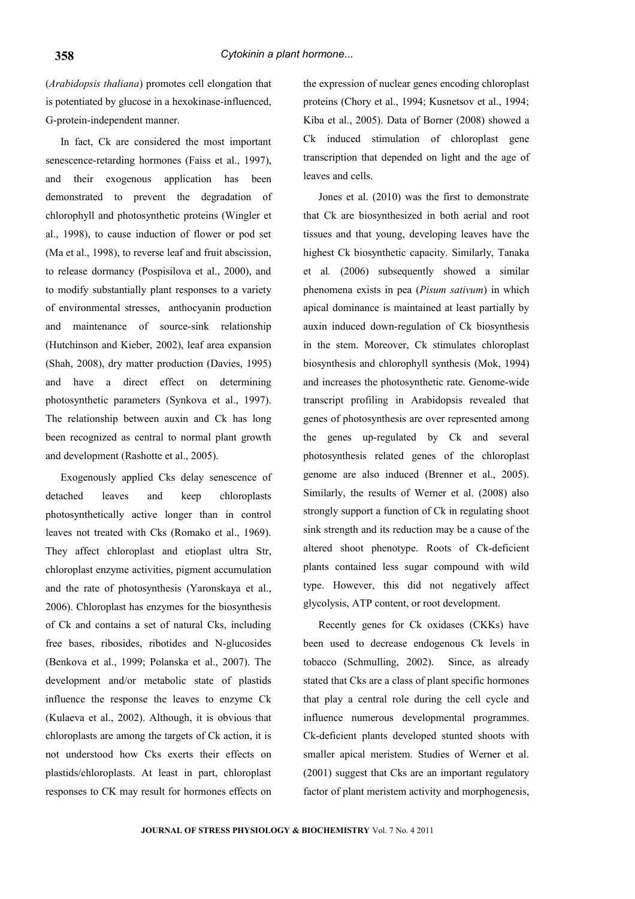(*Arabidopsis thaliana*) promotes cell elongation that is potentiated by glucose in a hexokinase-influenced, G-protein-independent manner.

In fact, Ck are considered the most important senescence-retarding hormones (Faiss et al., 1997), and their exogenous application has been demonstrated to prevent the degradation of chlorophyll and photosynthetic proteins (Wingler et al., 1998), to cause induction of flower or pod set (Ma et al., 1998), to reverse leaf and fruit abscission, to release dormancy (Pospisilova et al., 2000), and to modify substantially plant responses to a variety of environmental stresses, anthocyanin production and maintenance of source-sink relationship (Hutchinson and Kieber, 2002), leaf area expansion (Shah, 2008), dry matter production (Davies, 1995) and have a direct effect on determining photosynthetic parameters (Synkova et al., 1997). The relationship between auxin and Ck has long been recognized as central to normal plant growth and development (Rashotte et al., 2005).

Exogenously applied Cks delay senescence of detached leaves and keep chloroplasts photosynthetically active longer than in control leaves not treated with Cks (Romako et al., 1969). They affect chloroplast and etioplast ultra Str, chloroplast enzyme activities, pigment accumulation and the rate of photosynthesis (Yaronskaya et al., 2006). Chloroplast has enzymes for the biosynthesis of Ck and contains a set of natural Cks, including free bases, ribosides, ribotides and N-glucosides (Benkova et al., 1999; Polanska et al., 2007). The development and/or metabolic state of plastids influence the response the leaves to enzyme Ck (Kulaeva et al., 2002). Although, it is obvious that chloroplasts are among the targets of Ck action, it is not understood how Cks exerts their effects on plastids/chloroplasts. At least in part, chloroplast responses to CK may result for hormones effects on the expression of nuclear genes encoding chloroplast proteins (Chory et al., 1994; Kusnetsov et al., 1994; Kiba et al., 2005). Data of Borner (2008) showed a Ck induced stimulation of chloroplast gene transcription that depended on light and the age of leaves and cells.

Jones et al. (2010) was the first to demonstrate that Ck are biosynthesized in both aerial and root tissues and that young, developing leaves have the highest Ck biosynthetic capacity. Similarly, Tanaka et al. (2006) subsequently showed a similar phenomena exists in pea (*Pisum sativum*) in which apical dominance is maintained at least partially by auxin induced down-regulation of Ck biosynthesis in the stem. Moreover, Ck stimulates chloroplast biosynthesis and chlorophyll synthesis (Mok, 1994) and increases the photosynthetic rate. Genome-wide transcript profiling in Arabidopsis revealed that genes of photosynthesis are over represented among the genes up-regulated by Ck and several photosynthesis related genes of the chloroplast genome are also induced (Brenner et al., 2005). Similarly, the results of Werner et al. (2008) also strongly support a function of Ck in regulating shoot sink strength and its reduction may be a cause of the altered shoot phenotype. Roots of Ck-deficient plants contained less sugar compound with wild type. However, this did not negatively affect glycolysis, ATP content, or root development.

Recently genes for Ck oxidases (CKKs) have been used to decrease endogenous Ck levels in tobacco (Schmulling, 2002). Since, as already stated that Cks are a class of plant specific hormones that play a central role during the cell cycle and influence numerous developmental programmes. Ck-deficient plants developed stunted shoots with smaller apical meristem. Studies of Werner et al. (2001) suggest that Cks are an important regulatory factor of plant meristem activity and morphogenesis,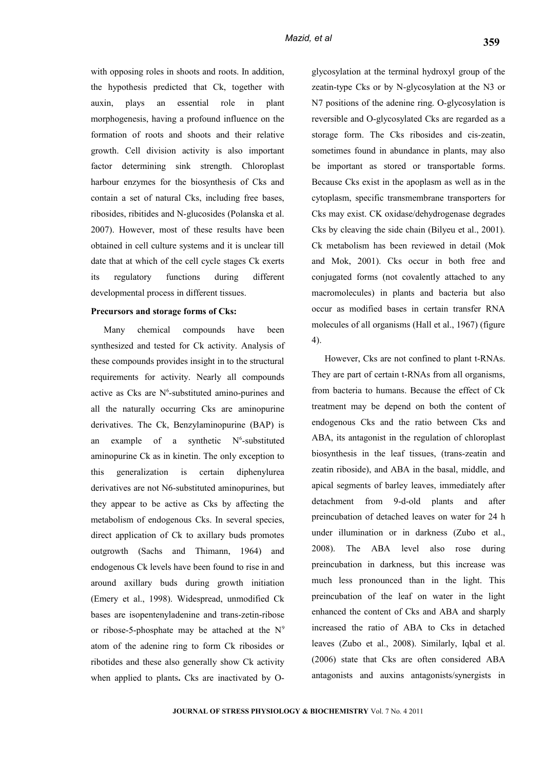with opposing roles in shoots and roots. In addition, the hypothesis predicted that Ck, together with auxin, plays an essential role in plant morphogenesis, having a profound influence on the formation of roots and shoots and their relative growth. Cell division activity is also important factor determining sink strength. Chloroplast harbour enzymes for the biosynthesis of Cks and contain a set of natural Cks, including free bases, ribosides, ribitides and N-glucosides (Polanska et al. 2007). However, most of these results have been obtained in cell culture systems and it is unclear till date that at which of the cell cycle stages Ck exerts its regulatory functions during different developmental process in different tissues.

**Precursors and storage forms of Cks:**

Many chemical compounds have been synthesized and tested for Ck activity. Analysis of these compounds provides insight in to the structural requirements for activity. Nearly all compounds active as Cks are $N^6$-substituted amino-purines and all the naturally occurring Cks are aminopurine derivatives. The Ck, Benzylaminopurine (BAP) is an example of a synthetic $N^6$-substituted aminopurine Ck as in kinetin. The only exception to this generalization is certain diphenylurea derivatives are not N6-substituted aminopurines, but they appear to be active as Cks by affecting the metabolism of endogenous Cks. In several species, direct application of Ck to axillary buds promotes outgrowth (Sachs and Thimann, 1964) and endogenous Ck levels have been found to rise in and around axillary buds during growth initiation (Emery et al., 1998). Widespread, unmodified Ck bases are isopentenyladenine and trans-zetin-ribose or ribose-5-phosphate may be attached at the $N^9$ atom of the adenine ring to form Ck ribosides or ribotides and these also generally show Ck activity when applied to plants**.** Cks are inactivated by O-glycosylation at the terminal hydroxyl group of the zeatin-type Cks or by N-glycosylation at the N3 or N7 positions of the adenine ring. O-glycosylation is reversible and O-glycosylated Cks are regarded as a storage form. The Cks ribosides and cis-zeatin, sometimes found in abundance in plants, may also be important as stored or transportable forms. Because Cks exist in the apoplasm as well as in the cytoplasm, specific transmembrane transporters for Cks may exist. CK oxidase/dehydrogenase degrades Cks by cleaving the side chain (Bilyeu et al., 2001). Ck metabolism has been reviewed in detail (Mok and Mok, 2001). Cks occur in both free and conjugated forms (not covalently attached to any macromolecules) in plants and bacteria but also occur as modified bases in certain transfer RNA molecules of all organisms (Hall et al., 1967) (figure 4).

However, Cks are not confined to plant t-RNAs. They are part of certain t-RNAs from all organisms, from bacteria to humans. Because the effect of Ck treatment may be depend on both the content of endogenous Cks and the ratio between Cks and ABA, its antagonist in the regulation of chloroplast biosynthesis in the leaf tissues, (trans-zeatin and zeatin riboside), and ABA in the basal, middle, and apical segments of barley leaves, immediately after detachment from 9-d-old plants and after preincubation of detached leaves on water for 24 h under illumination or in darkness (Zubo et al., 2008). The ABA level also rose during preincubation in darkness, but this increase was much less pronounced than in the light. This preincubation of the leaf on water in the light enhanced the content of Cks and ABA and sharply increased the ratio of ABA to Cks in detached leaves (Zubo et al., 2008). Similarly, Iqbal et al. (2006) state that Cks are often considered ABA antagonists and auxins antagonists/synergists in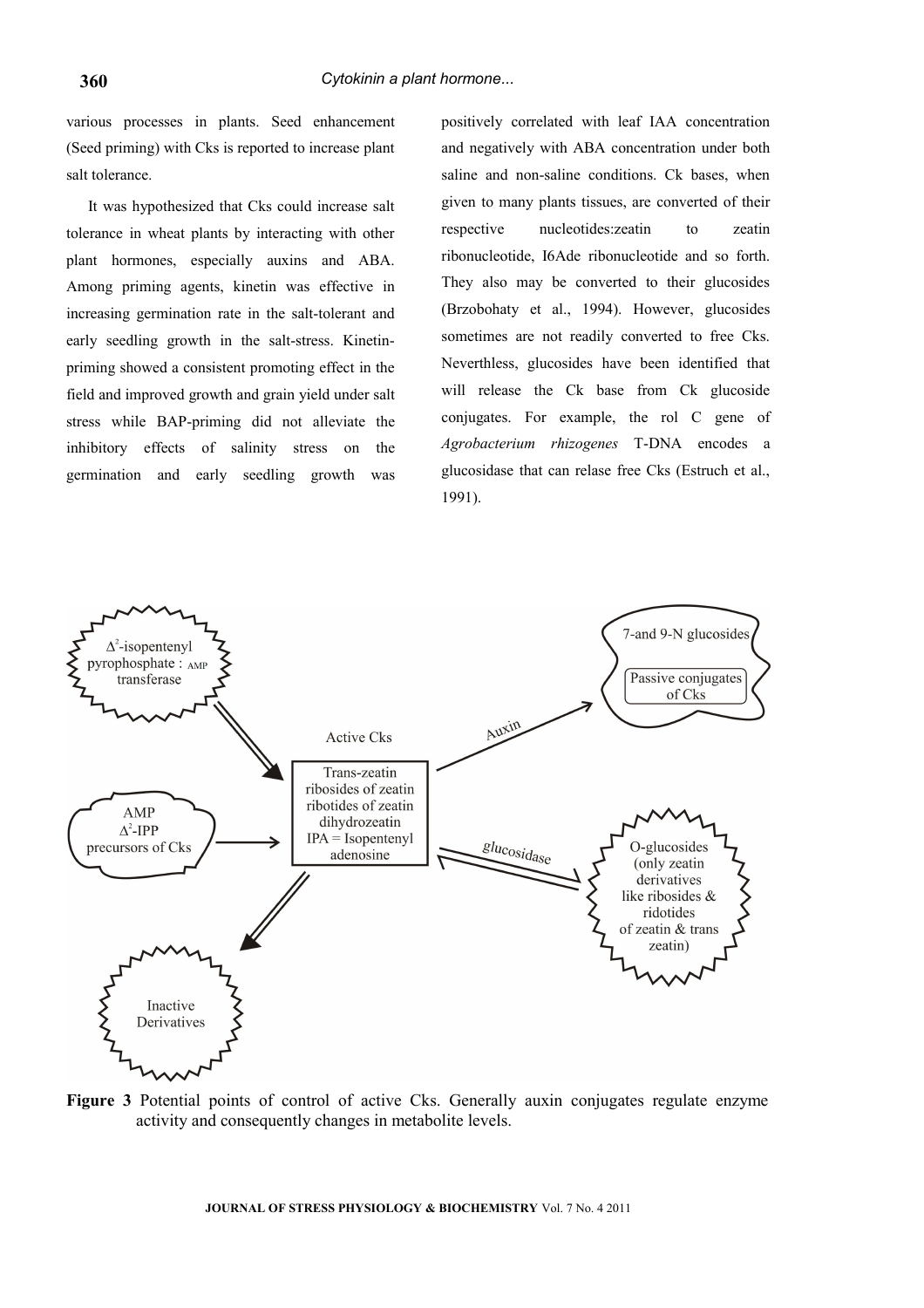various processes in plants. Seed enhancement (Seed priming) with Cks is reported to increase plant salt tolerance.

It was hypothesized that Cks could increase salt tolerance in wheat plants by interacting with other plant hormones, especially auxins and ABA. Among priming agents, kinetin was effective in increasing germination rate in the salt-tolerant and early seedling growth in the salt-stress. Kinetin-priming showed a consistent promoting effect in the field and improved growth and grain yield under salt stress while BAP-priming did not alleviate the inhibitory effects of salinity stress on the germination and early seedling growth was positively correlated with leaf IAA concentration and negatively with ABA concentration under both saline and non-saline conditions. Ck bases, when given to many plants tissues, are converted of their respective nucleotides:zeatin to zeatin ribonucleotide, I6Ade ribonucleotide and so forth. They also may be converted to their glucosides (Brzobohaty et al., 1994). However, glucosides sometimes are not readily converted to free Cks. Neverthless, glucosides have been identified that will release the Ck base from Ck glucoside conjugates. For example, the rol C gene of *Agrobacterium rhizogenes* T-DNA encodes a glucosidase that can relase free Cks (Estruch et al., 1991).

**Figure 3** Potential points of control of active Cks. Generally auxin conjugates regulate enzyme activity and consequently changes in metabolite levels.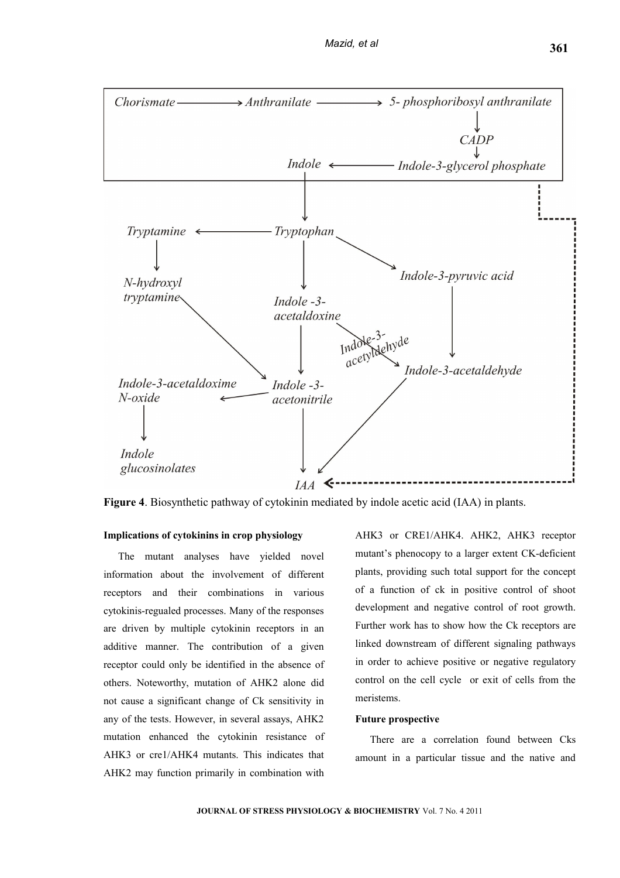Chorismate → Anthranilate → 5- phosphoribosyl anthranilate → CADP → Indole-3-glycerol phosphate → Indole → Tryptophan

Tryptophan → Tryptamine → N-hydroxyl tryptamine → Indole -3-acetonitrile

Tryptophan → Indole -3-acetaldoxine → Indole -3-acetonitrile

Indole -3-acetaldoxine → (Indole-3-acetyldehyde) → Indole-3-acetaldehyde

Tryptophan → Indole-3-pyruvic acid → Indole-3-acetaldehyde → IAA

Indole -3-acetonitrile → Indole-3-acetaldoxime N-oxide → Indole glucosinolates

Indole -3-acetonitrile → IAA

Indole-3-glycerol phosphate - - → IAA

**Figure 4**. Biosynthetic pathway of cytokinin mediated by indole acetic acid (IAA) in plants.

**Implications of cytokinins in crop physiology**

The mutant analyses have yielded novel information about the involvement of different receptors and their combinations in various cytokinis-regualed processes. Many of the responses are driven by multiple cytokinin receptors in an additive manner. The contribution of a given receptor could only be identified in the absence of others. Noteworthy, mutation of AHK2 alone did not cause a significant change of Ck sensitivity in any of the tests. However, in several assays, AHK2 mutation enhanced the cytokinin resistance of AHK3 or cre1/AHK4 mutants. This indicates that AHK2 may function primarily in combination with AHK3 or CRE1/AHK4. AHK2, AHK3 receptor mutant's phenocopy to a larger extent CK-deficient plants, providing such total support for the concept of a function of ck in positive control of shoot development and negative control of root growth. Further work has to show how the Ck receptors are linked downstream of different signaling pathways in order to achieve positive or negative regulatory control on the cell cycle or exit of cells from the meristems.

**Future prospective**

There are a correlation found between Cks amount in a particular tissue and the native and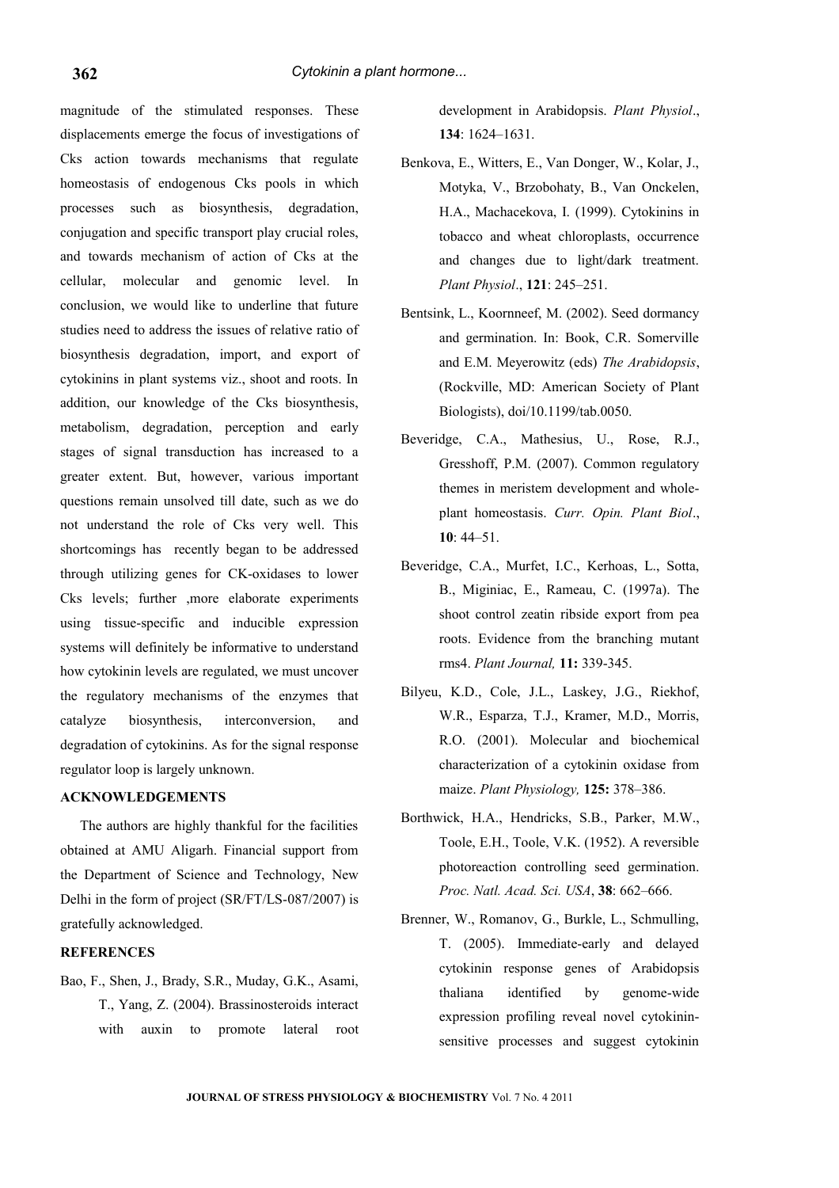magnitude of the stimulated responses. These displacements emerge the focus of investigations of Cks action towards mechanisms that regulate homeostasis of endogenous Cks pools in which processes such as biosynthesis, degradation, conjugation and specific transport play crucial roles, and towards mechanism of action of Cks at the cellular, molecular and genomic level. In conclusion, we would like to underline that future studies need to address the issues of relative ratio of biosynthesis degradation, import, and export of cytokinins in plant systems viz., shoot and roots. In addition, our knowledge of the Cks biosynthesis, metabolism, degradation, perception and early stages of signal transduction has increased to a greater extent. But, however, various important questions remain unsolved till date, such as we do not understand the role of Cks very well. This shortcomings has recently began to be addressed through utilizing genes for CK-oxidases to lower Cks levels; further ,more elaborate experiments using tissue-specific and inducible expression systems will definitely be informative to understand how cytokinin levels are regulated, we must uncover the regulatory mechanisms of the enzymes that catalyze biosynthesis, interconversion, and degradation of cytokinins. As for the signal response regulator loop is largely unknown.

## ACKNOWLEDGEMENTS

The authors are highly thankful for the facilities obtained at AMU Aligarh. Financial support from the Department of Science and Technology, New Delhi in the form of project (SR/FT/LS-087/2007) is gratefully acknowledged.

## REFERENCES

Bao, F., Shen, J., Brady, S.R., Muday, G.K., Asami, T., Yang, Z. (2004). Brassinosteroids interact with auxin to promote lateral root development in Arabidopsis. *Plant Physiol*., **134**: 1624–1631.

Benkova, E., Witters, E., Van Donger, W., Kolar, J., Motyka, V., Brzobohaty, B., Van Onckelen, H.A., Machacekova, I. (1999). Cytokinins in tobacco and wheat chloroplasts, occurrence and changes due to light/dark treatment. *Plant Physiol*., **121**: 245–251.

Bentsink, L., Koornneef, M. (2002). Seed dormancy and germination. In: Book, C.R. Somerville and E.M. Meyerowitz (eds) *The Arabidopsis*, (Rockville, MD: American Society of Plant Biologists), doi/10.1199/tab.0050.

Beveridge, C.A., Mathesius, U., Rose, R.J., Gresshoff, P.M. (2007). Common regulatory themes in meristem development and whole-plant homeostasis. *Curr. Opin. Plant Biol*., **10**: 44–51.

Beveridge, C.A., Murfet, I.C., Kerhoas, L., Sotta, B., Miginiac, E., Rameau, C. (1997a). The shoot control zeatin ribside export from pea roots. Evidence from the branching mutant rms4. *Plant Journal,* **11:** 339-345.

Bilyeu, K.D., Cole, J.L., Laskey, J.G., Riekhof, W.R., Esparza, T.J., Kramer, M.D., Morris, R.O. (2001). Molecular and biochemical characterization of a cytokinin oxidase from maize. *Plant Physiology,* **125:** 378–386.

Borthwick, H.A., Hendricks, S.B., Parker, M.W., Toole, E.H., Toole, V.K. (1952). A reversible photoreaction controlling seed germination. *Proc. Natl. Acad. Sci. USA*, **38**: 662–666.

Brenner, W., Romanov, G., Burkle, L., Schmulling, T. (2005). Immediate-early and delayed cytokinin response genes of Arabidopsis thaliana identified by genome-wide expression profiling reveal novel cytokinin-sensitive processes and suggest cytokinin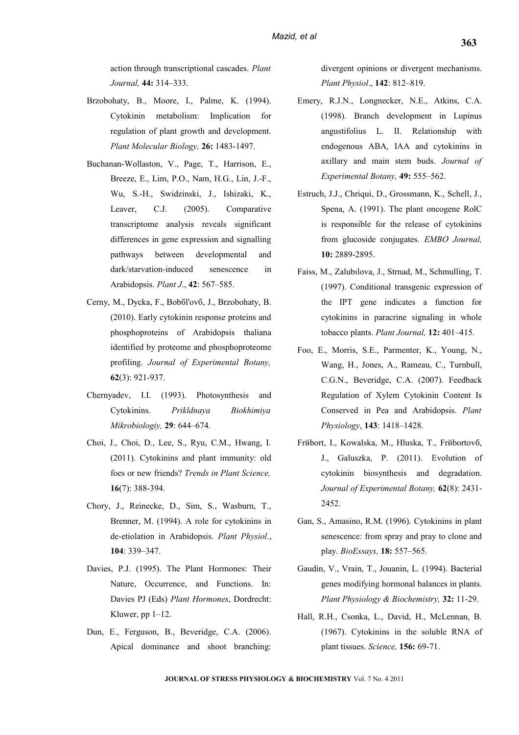action through transcriptional cascades. *Plant Journal,* **44:** 314–333.

Brzobohaty, B., Moore, I., Palme, K. (1994). Cytokinin metabolism: Implication for regulation of plant growth and development. *Plant Molecular Biology,* **26:** 1483-1497.

Buchanan-Wollaston, V., Page, T., Harrison, E., Breeze, E., Lim, P.O., Nam, H.G., Lin, J.-F., Wu, S.-H., Swidzinski, J., Ishizaki, K., Leaver, C.J. (2005). Comparative transcriptome analysis reveals significant differences in gene expression and signalling pathways between developmental and dark/starvation-induced senescence in Arabidopsis. *Plant J*., **42**: 567–585.

Cerny, M., Dycka, F., Bobбl'ovб, J., Brzobohaty, B. (2010). Early cytokinin response proteins and phosphoproteins of Arabidopsis thaliana identified by proteome and phosphoproteome profiling. *Journal of Experimental Botany,* **62**(3): 921-937.

Chernyadev, I.I. (1993). Photosynthesis and Cytokinins. *Prikldnaya Biokhimiya Mikrobiologiy,* **29**: 644–674.

Choi, J., Choi, D., Lee, S., Ryu, C.M., Hwang, I. (2011). Cytokinins and plant immunity: old foes or new friends? *Trends in Plant Science,* **16**(7): 388-394.

Chory, J., Reinecke, D., Sim, S., Wasburn, T., Brenner, M. (1994). A role for cytokinins in de-etiolation in Arabidopsis. *Plant Physiol*., **104**: 339–347.

Davies, P.J. (1995). The Plant Hormones: Their Nature, Occurrence, and Functions. In: Davies PJ (Eds) *Plant Hormones*, Dordrecht: Kluwer, pp 1–12.

Dun, E., Ferguson, B., Beveridge, C.A. (2006). Apical dominance and shoot branching: divergent opinions or divergent mechanisms. *Plant Physiol*., **142**: 812–819.

Emery, R.J.N., Longnecker, N.E., Atkins, C.A. (1998). Branch development in Lupinus angustifolius L. II. Relationship with endogenous ABA, IAA and cytokinins in axillary and main stem buds. *Journal of Experimental Botany,* **49:** 555–562.

Estruch, J.J., Chriqui, D., Grossmann, K., Schell, J., Spena, A. (1991). The plant oncogene RolC is responsible for the release of cytokinins from glucoside conjugates. *EMBO Journal,* **10:** 2889-2895.

Faiss, M., Zalubılova, J., Strnad, M., Schmulling, T. (1997). Conditional transgenic expression of the IPT gene indicates a function for cytokinins in paracrine signaling in whole tobacco plants. *Plant Journal,* **12:** 401–415.

Foo, E., Morris, S.E., Parmenter, K., Young, N., Wang, H., Jones, A., Rameau, C., Turnbull, C.G.N., Beveridge, C.A. (2007). Feedback Regulation of Xylem Cytokinin Content Is Conserved in Pea and Arabidopsis. *Plant Physiology*, **143**: 1418–1428.

Frйbort, I., Kowalska, M., Hluska, T., Frйbortovб, J., Galuszka, P. (2011). Evolution of cytokinin biosynthesis and degradation. *Journal of Experimental Botany,* **62**(8): 2431-2452.

Gan, S., Amasino, R.M. (1996). Cytokinins in plant senescence: from spray and pray to clone and play. *BioEssays,* **18:** 557–565.

Gaudin, V., Vrain, T., Jouanin, L. (1994). Bacterial genes modifying hormonal balances in plants. *Plant Physiology & Biochemistry,* **32:** 11-29.

Hall, R.H., Csonka, L., David, H., McLennan, B. (1967). Cytokinins in the soluble RNA of plant tissues. *Science,* **156:** 69-71.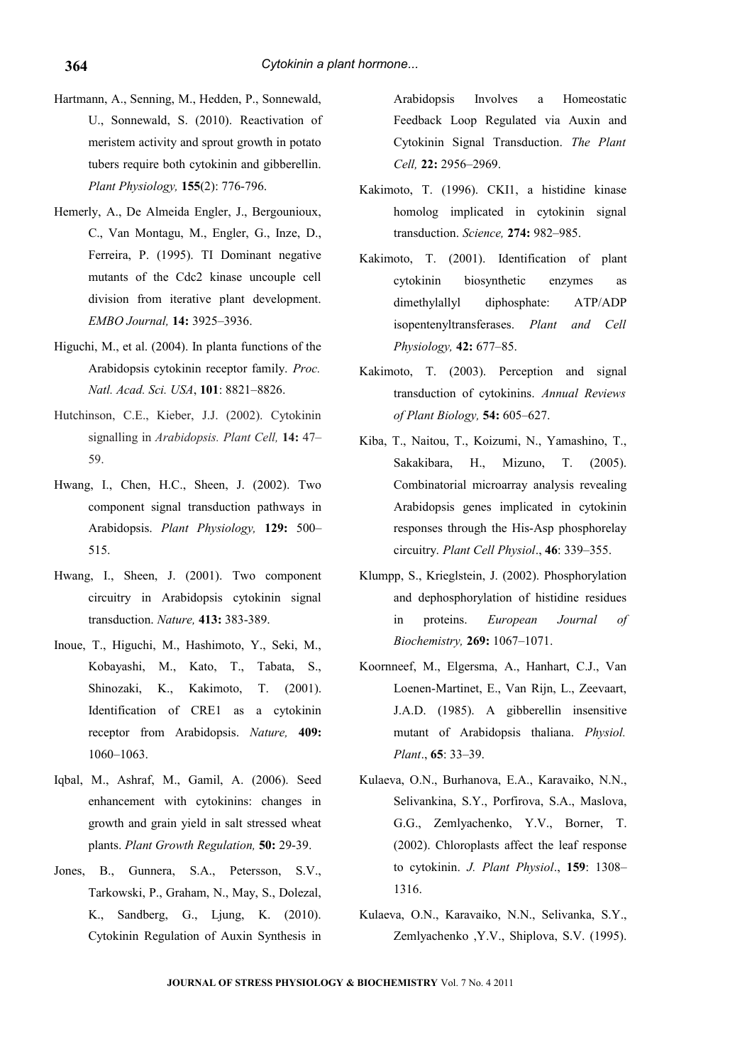Hartmann, A., Senning, M., Hedden, P., Sonnewald, U., Sonnewald, S. (2010). Reactivation of meristem activity and sprout growth in potato tubers require both cytokinin and gibberellin. *Plant Physiology,* **155**(2): 776-796.

Hemerly, A., De Almeida Engler, J., Bergounioux, C., Van Montagu, M., Engler, G., Inze, D., Ferreira, P. (1995). TI Dominant negative mutants of the Cdc2 kinase uncouple cell division from iterative plant development. *EMBO Journal,* **14:** 3925–3936.

Higuchi, M., et al. (2004). In planta functions of the Arabidopsis cytokinin receptor family. *Proc. Natl. Acad. Sci. USA*, **101**: 8821–8826.

Hutchinson, C.E., Kieber, J.J. (2002). Cytokinin signalling in *Arabidopsis. Plant Cell,* **14:** 47–59.

Hwang, I., Chen, H.C., Sheen, J. (2002). Two component signal transduction pathways in Arabidopsis. *Plant Physiology,* **129:** 500–515.

Hwang, I., Sheen, J. (2001). Two component circuitry in Arabidopsis cytokinin signal transduction. *Nature,* **413:** 383-389.

Inoue, T., Higuchi, M., Hashimoto, Y., Seki, M., Kobayashi, M., Kato, T., Tabata, S., Shinozaki, K., Kakimoto, T. (2001). Identification of CRE1 as a cytokinin receptor from Arabidopsis. *Nature,* **409:** 1060–1063.

Iqbal, M., Ashraf, M., Gamil, A. (2006). Seed enhancement with cytokinins: changes in growth and grain yield in salt stressed wheat plants. *Plant Growth Regulation,* **50:** 29-39.

Jones, B., Gunnera, S.A., Petersson, S.V., Tarkowski, P., Graham, N., May, S., Dolezal, K., Sandberg, G., Ljung, K. (2010). Cytokinin Regulation of Auxin Synthesis in Arabidopsis Involves a Homeostatic Feedback Loop Regulated via Auxin and Cytokinin Signal Transduction. *The Plant Cell,* **22:** 2956–2969.

Kakimoto, T. (1996). CKI1, a histidine kinase homolog implicated in cytokinin signal transduction. *Science,* **274:** 982–985.

Kakimoto, T. (2001). Identification of plant cytokinin biosynthetic enzymes as dimethylallyl diphosphate: ATP/ADP isopentenyltransferases. *Plant and Cell Physiology,* **42:** 677–85.

Kakimoto, T. (2003). Perception and signal transduction of cytokinins. *Annual Reviews of Plant Biology,* **54:** 605–627.

Kiba, T., Naitou, T., Koizumi, N., Yamashino, T., Sakakibara, H., Mizuno, T. (2005). Combinatorial microarray analysis revealing Arabidopsis genes implicated in cytokinin responses through the His-Asp phosphorelay circuitry. *Plant Cell Physiol*., **46**: 339–355.

Klumpp, S., Krieglstein, J. (2002). Phosphorylation and dephosphorylation of histidine residues in proteins. *European Journal of Biochemistry,* **269:** 1067–1071.

Koornneef, M., Elgersma, A., Hanhart, C.J., Van Loenen-Martinet, E., Van Rijn, L., Zeevaart, J.A.D. (1985). A gibberellin insensitive mutant of Arabidopsis thaliana. *Physiol. Plant*., **65**: 33–39.

Kulaeva, O.N., Burhanova, E.A., Karavaiko, N.N., Selivankina, S.Y., Porfirova, S.A., Maslova, G.G., Zemlyachenko, Y.V., Borner, T. (2002). Chloroplasts affect the leaf response to cytokinin. *J. Plant Physiol*., **159**: 1308–1316.

Kulaeva, O.N., Karavaiko, N.N., Selivanka, S.Y., Zemlyachenko ,Y.V., Shiplova, S.V. (1995).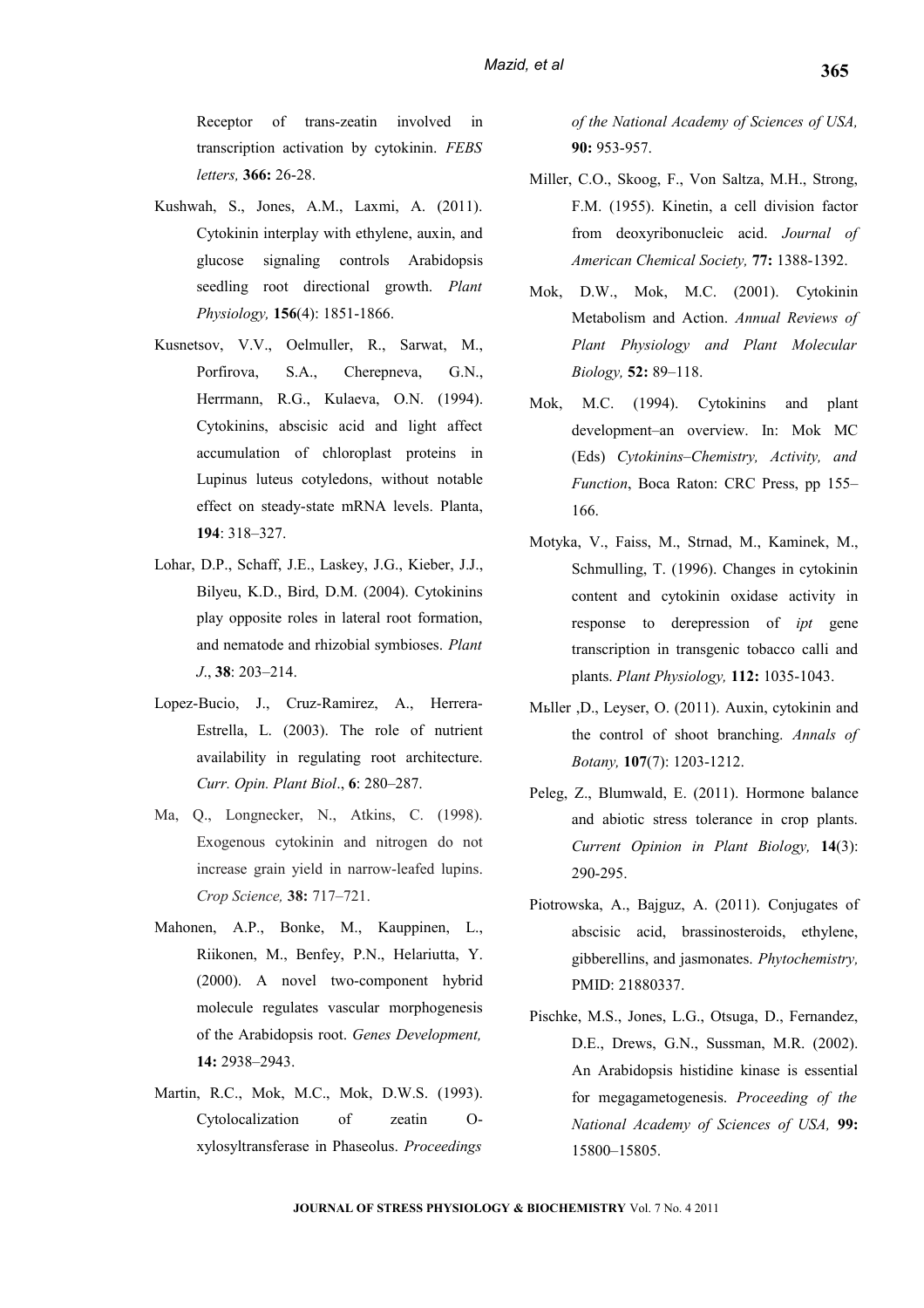Receptor of trans-zeatin involved in transcription activation by cytokinin. *FEBS letters,* **366:** 26-28.

Kushwah, S., Jones, A.M., Laxmi, A. (2011). Cytokinin interplay with ethylene, auxin, and glucose signaling controls Arabidopsis seedling root directional growth. *Plant Physiology,* **156**(4): 1851-1866.

Kusnetsov, V.V., Oelmuller, R., Sarwat, M., Porfirova, S.A., Cherepneva, G.N., Herrmann, R.G., Kulaeva, O.N. (1994). Cytokinins, abscisic acid and light affect accumulation of chloroplast proteins in Lupinus luteus cotyledons, without notable effect on steady-state mRNA levels. Planta, **194**: 318–327.

Lohar, D.P., Schaff, J.E., Laskey, J.G., Kieber, J.J., Bilyeu, K.D., Bird, D.M. (2004). Cytokinins play opposite roles in lateral root formation, and nematode and rhizobial symbioses. *Plant J*., **38**: 203–214.

Lopez-Bucio, J., Cruz-Ramirez, A., Herrera-Estrella, L. (2003). The role of nutrient availability in regulating root architecture. *Curr. Opin. Plant Biol*., **6**: 280–287.

Ma, Q., Longnecker, N., Atkins, C. (1998). Exogenous cytokinin and nitrogen do not increase grain yield in narrow-leafed lupins. *Crop Science,* **38:** 717–721.

Mahonen, A.P., Bonke, M., Kauppinen, L., Riikonen, M., Benfey, P.N., Helariutta, Y. (2000). A novel two-component hybrid molecule regulates vascular morphogenesis of the Arabidopsis root. *Genes Development,* **14:** 2938–2943.

Martin, R.C., Mok, M.C., Mok, D.W.S. (1993). Cytolocalization of zeatin O-xylosyltransferase in Phaseolus. *Proceedings of the National Academy of Sciences of USA,* **90:** 953-957.

Miller, C.O., Skoog, F., Von Saltza, M.H., Strong, F.M. (1955). Kinetin, a cell division factor from deoxyribonucleic acid. *Journal of American Chemical Society,* **77:** 1388-1392.

Mok, D.W., Mok, M.C. (2001). Cytokinin Metabolism and Action. *Annual Reviews of Plant Physiology and Plant Molecular Biology,* **52:** 89–118.

Mok, M.C. (1994). Cytokinins and plant development–an overview. In: Mok MC (Eds) *Cytokinins–Chemistry, Activity, and Function*, Boca Raton: CRC Press, pp 155–166.

Motyka, V., Faiss, M., Strnad, M., Kaminek, M., Schmulling, T. (1996). Changes in cytokinin content and cytokinin oxidase activity in response to derepression of *ipt* gene transcription in transgenic tobacco calli and plants. *Plant Physiology,* **112:** 1035-1043.

Mьller ,D., Leyser, O. (2011). Auxin, cytokinin and the control of shoot branching. *Annals of Botany,* **107**(7): 1203-1212.

Peleg, Z., Blumwald, E. (2011). Hormone balance and abiotic stress tolerance in crop plants. *Current Opinion in Plant Biology,* **14**(3): 290-295.

Piotrowska, A., Bajguz, A. (2011). Conjugates of abscisic acid, brassinosteroids, ethylene, gibberellins, and jasmonates. *Phytochemistry,* PMID: 21880337.

Pischke, M.S., Jones, L.G., Otsuga, D., Fernandez, D.E., Drews, G.N., Sussman, M.R. (2002). An Arabidopsis histidine kinase is essential for megagametogenesis. *Proceeding of the National Academy of Sciences of USA,* **99:** 15800–15805.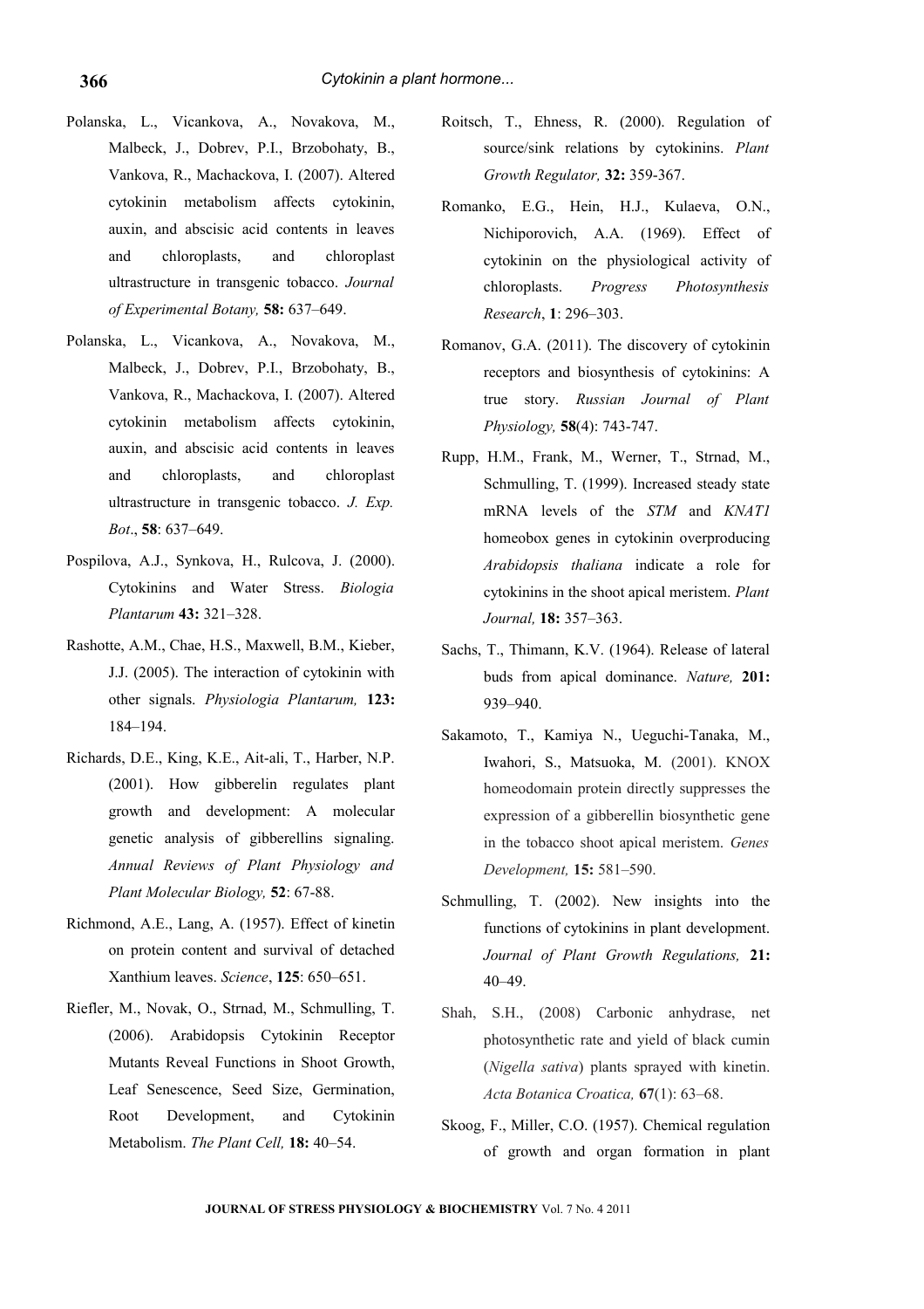Polanska, L., Vicankova, A., Novakova, M., Malbeck, J., Dobrev, P.I., Brzobohaty, B., Vankova, R., Machackova, I. (2007). Altered cytokinin metabolism affects cytokinin, auxin, and abscisic acid contents in leaves and chloroplasts, and chloroplast ultrastructure in transgenic tobacco. *Journal of Experimental Botany,* **58:** 637–649.

Polanska, L., Vicankova, A., Novakova, M., Malbeck, J., Dobrev, P.I., Brzobohaty, B., Vankova, R., Machackova, I. (2007). Altered cytokinin metabolism affects cytokinin, auxin, and abscisic acid contents in leaves and chloroplasts, and chloroplast ultrastructure in transgenic tobacco. *J. Exp. Bot*., **58**: 637–649.

Pospilova, A.J., Synkova, H., Rulcova, J. (2000). Cytokinins and Water Stress. *Biologia Plantarum* **43:** 321–328.

Rashotte, A.M., Chae, H.S., Maxwell, B.M., Kieber, J.J. (2005). The interaction of cytokinin with other signals. *Physiologia Plantarum,* **123:** 184–194.

Richards, D.E., King, K.E., Ait-ali, T., Harber, N.P. (2001). How gibberelin regulates plant growth and development: A molecular genetic analysis of gibberellins signaling. *Annual Reviews of Plant Physiology and Plant Molecular Biology,* **52**: 67-88.

Richmond, A.E., Lang, A. (1957). Effect of kinetin on protein content and survival of detached Xanthium leaves. *Science*, **125**: 650–651.

Riefler, M., Novak, O., Strnad, M., Schmulling, T. (2006). Arabidopsis Cytokinin Receptor Mutants Reveal Functions in Shoot Growth, Leaf Senescence, Seed Size, Germination, Root Development, and Cytokinin Metabolism. *The Plant Cell,* **18:** 40–54.

Roitsch, T., Ehness, R. (2000). Regulation of source/sink relations by cytokinins. *Plant Growth Regulator,* **32:** 359-367.

Romanko, E.G., Hein, H.J., Kulaeva, O.N., Nichiporovich, A.A. (1969). Effect of cytokinin on the physiological activity of chloroplasts. *Progress Photosynthesis Research*, **1**: 296–303.

Romanov, G.A. (2011). The discovery of cytokinin receptors and biosynthesis of cytokinins: A true story. *Russian Journal of Plant Physiology,* **58**(4): 743-747.

Rupp, H.M., Frank, M., Werner, T., Strnad, M., Schmulling, T. (1999). Increased steady state mRNA levels of the *STM* and *KNAT1* homeobox genes in cytokinin overproducing *Arabidopsis thaliana* indicate a role for cytokinins in the shoot apical meristem. *Plant Journal,* **18:** 357–363.

Sachs, T., Thimann, K.V. (1964). Release of lateral buds from apical dominance. *Nature,* **201:** 939–940.

Sakamoto, T., Kamiya N., Ueguchi-Tanaka, M., Iwahori, S., Matsuoka, M. (2001). KNOX homeodomain protein directly suppresses the expression of a gibberellin biosynthetic gene in the tobacco shoot apical meristem. *Genes Development,* **15:** 581–590.

Schmulling, T. (2002). New insights into the functions of cytokinins in plant development. *Journal of Plant Growth Regulations,* **21:** 40–49.

Shah, S.H., (2008) Carbonic anhydrase, net photosynthetic rate and yield of black cumin (*Nigella sativa*) plants sprayed with kinetin. *Acta Botanica Croatica,* **67**(1): 63–68.

Skoog, F., Miller, C.O. (1957). Chemical regulation of growth and organ formation in plant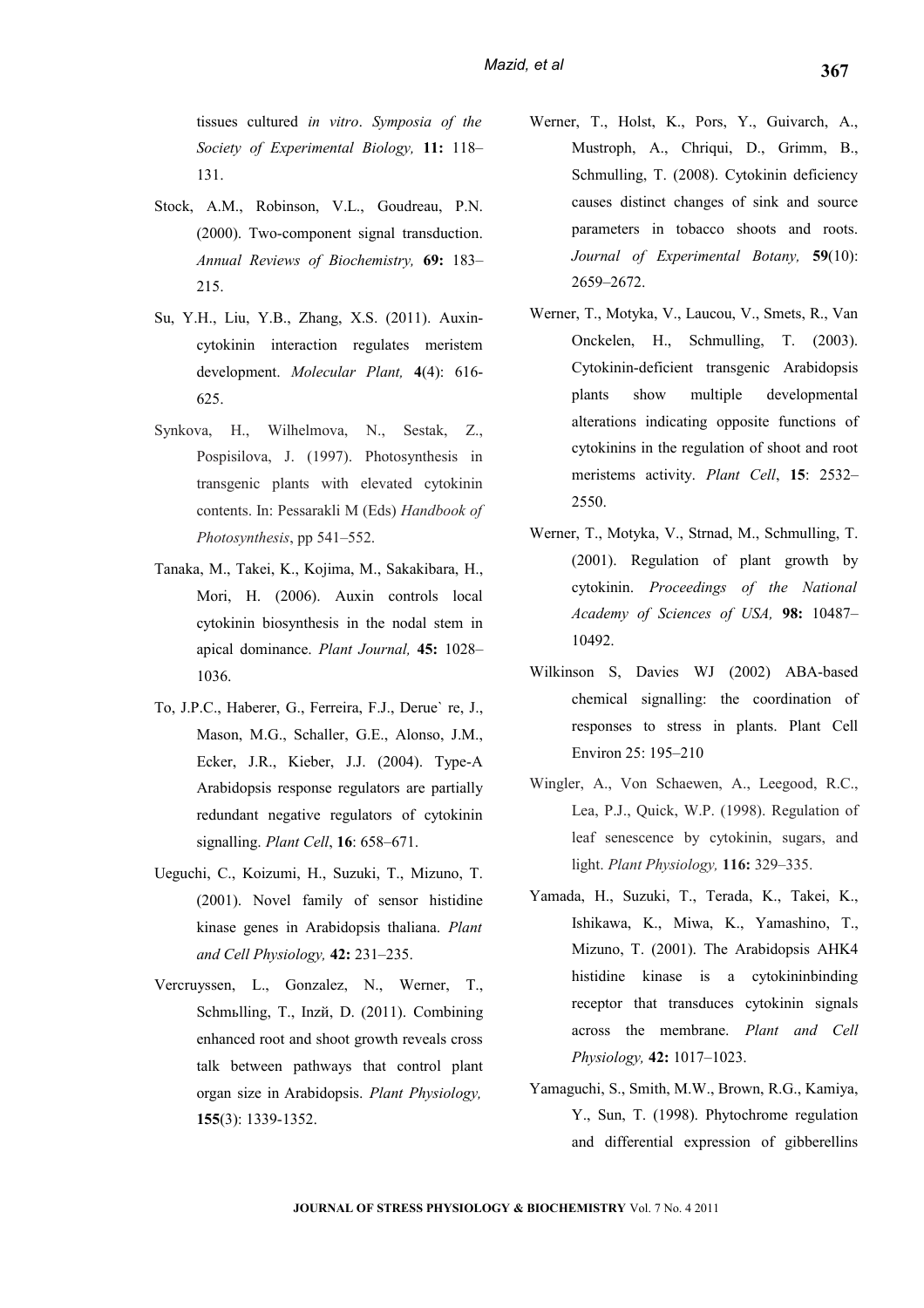tissues cultured *in vitro*. *Symposia of the Society of Experimental Biology,* **11:** 118–131.

Stock, A.M., Robinson, V.L., Goudreau, P.N. (2000). Two-component signal transduction. *Annual Reviews of Biochemistry,* **69:** 183–215.

Su, Y.H., Liu, Y.B., Zhang, X.S. (2011). Auxin-cytokinin interaction regulates meristem development. *Molecular Plant,* **4**(4): 616-625.

Synkova, H., Wilhelmova, N., Sestak, Z., Pospisilova, J. (1997). Photosynthesis in transgenic plants with elevated cytokinin contents. In: Pessarakli M (Eds) *Handbook of Photosynthesis*, pp 541–552.

Tanaka, M., Takei, K., Kojima, M., Sakakibara, H., Mori, H. (2006). Auxin controls local cytokinin biosynthesis in the nodal stem in apical dominance. *Plant Journal,* **45:** 1028–1036.

To, J.P.C., Haberer, G., Ferreira, F.J., Derue` re, J., Mason, M.G., Schaller, G.E., Alonso, J.M., Ecker, J.R., Kieber, J.J. (2004). Type-A Arabidopsis response regulators are partially redundant negative regulators of cytokinin signalling. *Plant Cell*, **16**: 658–671.

Ueguchi, C., Koizumi, H., Suzuki, T., Mizuno, T. (2001). Novel family of sensor histidine kinase genes in Arabidopsis thaliana. *Plant and Cell Physiology,* **42:** 231–235.

Vercruyssen, L., Gonzalez, N., Werner, T., Schmьlling, T., Inzй, D. (2011). Combining enhanced root and shoot growth reveals cross talk between pathways that control plant organ size in Arabidopsis. *Plant Physiology,* **155**(3): 1339-1352.

Werner, T., Holst, K., Pors, Y., Guivarch, A., Mustroph, A., Chriqui, D., Grimm, B., Schmulling, T. (2008). Cytokinin deficiency causes distinct changes of sink and source parameters in tobacco shoots and roots. *Journal of Experimental Botany,* **59**(10): 2659–2672.

Werner, T., Motyka, V., Laucou, V., Smets, R., Van Onckelen, H., Schmulling, T. (2003). Cytokinin-deficient transgenic Arabidopsis plants show multiple developmental alterations indicating opposite functions of cytokinins in the regulation of shoot and root meristems activity. *Plant Cell*, **15**: 2532–2550.

Werner, T., Motyka, V., Strnad, M., Schmulling, T. (2001). Regulation of plant growth by cytokinin. *Proceedings of the National Academy of Sciences of USA,* **98:** 10487–10492.

Wilkinson S, Davies WJ (2002) ABA-based chemical signalling: the coordination of responses to stress in plants. Plant Cell Environ 25: 195–210

Wingler, A., Von Schaewen, A., Leegood, R.C., Lea, P.J., Quick, W.P. (1998). Regulation of leaf senescence by cytokinin, sugars, and light. *Plant Physiology,* **116:** 329–335.

Yamada, H., Suzuki, T., Terada, K., Takei, K., Ishikawa, K., Miwa, K., Yamashino, T., Mizuno, T. (2001). The Arabidopsis AHK4 histidine kinase is a cytokininbinding receptor that transduces cytokinin signals across the membrane. *Plant and Cell Physiology,* **42:** 1017–1023.

Yamaguchi, S., Smith, M.W., Brown, R.G., Kamiya, Y., Sun, T. (1998). Phytochrome regulation and differential expression of gibberellins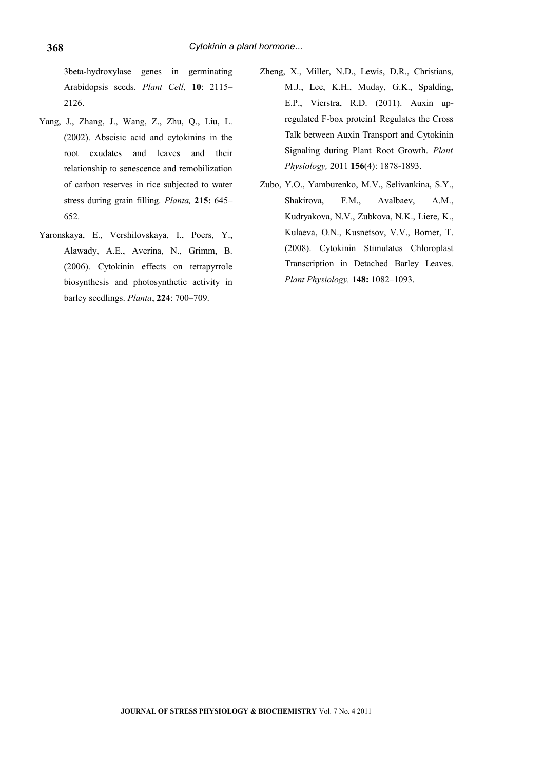3beta-hydroxylase genes in germinating Arabidopsis seeds. *Plant Cell*, **10**: 2115–2126.

Yang, J., Zhang, J., Wang, Z., Zhu, Q., Liu, L. (2002). Abscisic acid and cytokinins in the root exudates and leaves and their relationship to senescence and remobilization of carbon reserves in rice subjected to water stress during grain filling. *Planta,* **215:** 645–652.

Yaronskaya, E., Vershilovskaya, I., Poers, Y., Alawady, A.E., Averina, N., Grimm, B. (2006). Cytokinin effects on tetrapyrrole biosynthesis and photosynthetic activity in barley seedlings. *Planta*, **224**: 700–709.

Zheng, X., Miller, N.D., Lewis, D.R., Christians, M.J., Lee, K.H., Muday, G.K., Spalding, E.P., Vierstra, R.D. (2011). Auxin up-regulated F-box protein1 Regulates the Cross Talk between Auxin Transport and Cytokinin Signaling during Plant Root Growth. *Plant Physiology,* 2011 **156**(4): 1878-1893.

Zubo, Y.O., Yamburenko, M.V., Selivankina, S.Y., Shakirova, F.M., Avalbaev, A.M., Kudryakova, N.V., Zubkova, N.K., Liere, K., Kulaeva, O.N., Kusnetsov, V.V., Borner, T. (2008). Cytokinin Stimulates Chloroplast Transcription in Detached Barley Leaves. *Plant Physiology,* **148:** 1082–1093.